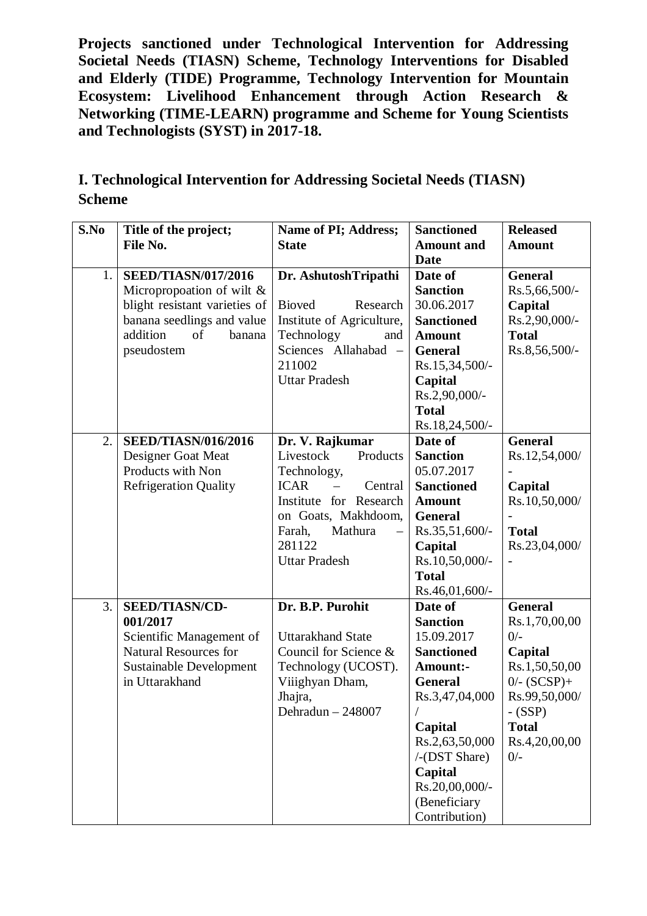**Projects sanctioned under Technological Intervention for Addressing Societal Needs (TIASN) Scheme, Technology Interventions for Disabled and Elderly (TIDE) Programme, Technology Intervention for Mountain Ecosystem: Livelihood Enhancement through Action Research & Networking (TIME-LEARN) programme and Scheme for Young Scientists and Technologists (SYST) in 2017-18.**

## I. Technological Intervention for Addressing Societal Needs (TIASN) Scheme

| S.No | Title of the project; File No. | Name of PI; Address; State | Sanctioned Amount and Date | Released Amount |
|---|---|---|---|---|
| 1. | **SEED/TIASN/017/2016** Micropropoation of wilt & blight resistant varieties of banana seedlings and value addition of banana pseudostem | **Dr. AshutoshTripathi** Bioved Research Institute of Agriculture, Technology and Sciences Allahabad – 211002 Uttar Pradesh | **Date of Sanction** 30.06.2017 **Sanctioned Amount** **General** Rs.15,34,500/- **Capital** Rs.2,90,000/- **Total** Rs.18,24,500/- | **General** Rs.5,66,500/- **Capital** Rs.2,90,000/- **Total** Rs.8,56,500/- |
| 2. | **SEED/TIASN/016/2016** Designer Goat Meat Products with Non Refrigeration Quality | **Dr. V. Rajkumar** Livestock Products Technology, ICAR – Central Institute for Research on Goats, Makhdoom, Farah, Mathura – 281122 Uttar Pradesh | **Date of Sanction** 05.07.2017 **Sanctioned Amount** **General** Rs.35,51,600/- **Capital** Rs.10,50,000/- **Total** Rs.46,01,600/- | **General** Rs.12,54,000/- **Capital** Rs.10,50,000/- **Total** Rs.23,04,000/- |
| 3. | **SEED/TIASN/CD-001/2017** Scientific Management of Natural Resources for Sustainable Development in Uttarakhand | **Dr. B.P. Purohit** Uttarakhand State Council for Science & Technology (UCOST). Viiighyan Dham, Jhajra, Dehradun – 248007 | **Date of Sanction** 15.09.2017 **Sanctioned Amount:-** **General** Rs.3,47,04,000/ **Capital** Rs.2,63,50,000/-(DST Share) **Capital** Rs.20,00,000/-(Beneficiary Contribution) | **General** Rs.1,70,00,00 0/- **Capital** Rs.1,50,50,00 0/- (SCSP)+ Rs.99,50,000/- (SSP) **Total** Rs.4,20,00,00 0/- |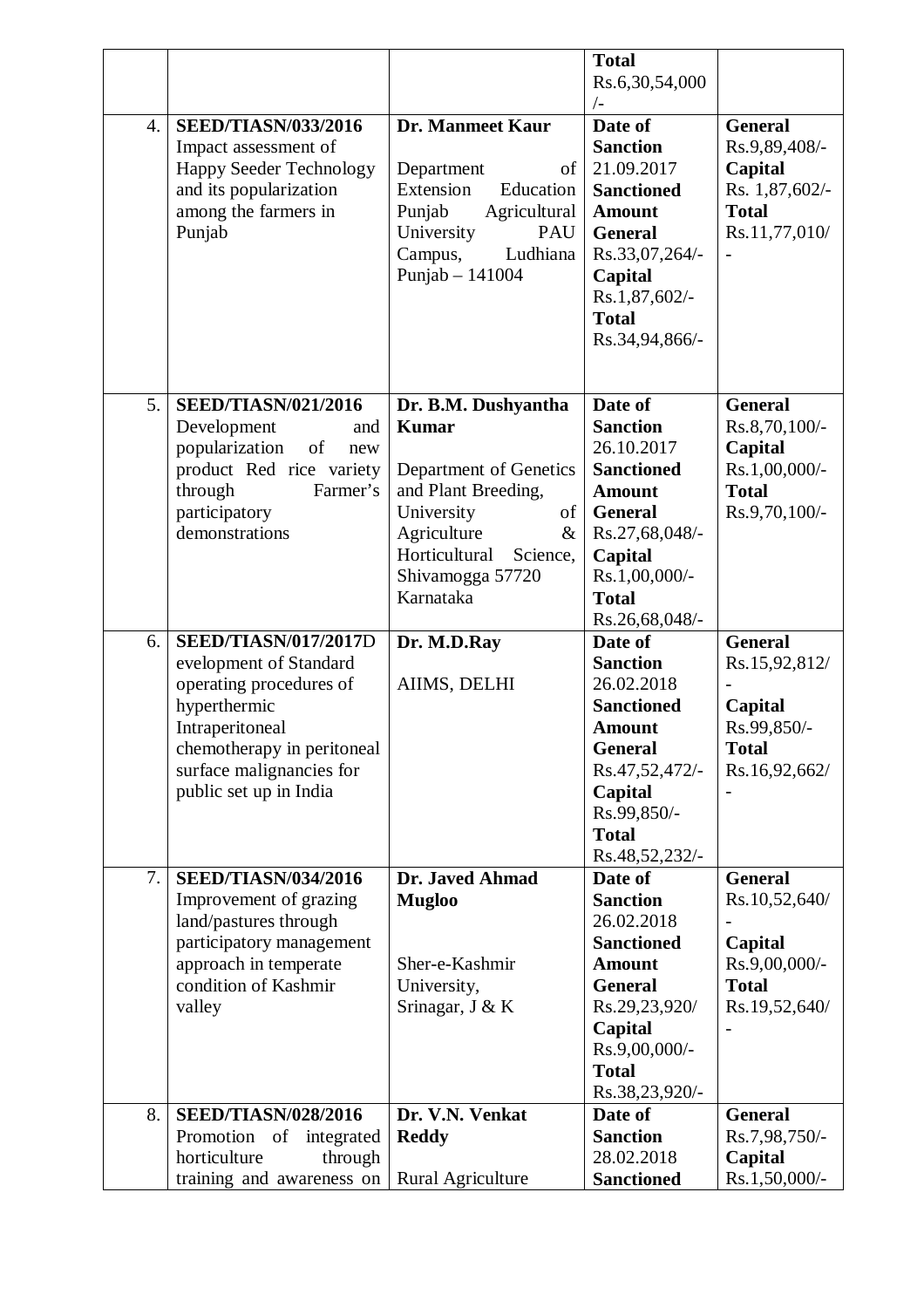|  |  |  | **Total** Rs.6,30,54,000 /- |  |
|---|---|---|---|---|
| 4. | **SEED/TIASN/033/2016** Impact assessment of Happy Seeder Technology and its popularization among the farmers in Punjab | **Dr. Manmeet Kaur** Department of Extension Education Punjab Agricultural University PAU Campus, Ludhiana Punjab – 141004 | **Date of Sanction** 21.09.2017 **Sanctioned Amount General** Rs.33,07,264/- **Capital** Rs.1,87,602/- **Total** Rs.34,94,866/- | **General** Rs.9,89,408/- **Capital** Rs. 1,87,602/- **Total** Rs.11,77,010/ - |
| 5. | **SEED/TIASN/021/2016** Development and popularization of new product Red rice variety through Farmer's participatory demonstrations | **Dr. B.M. Dushyantha Kumar** Department of Genetics and Plant Breeding, University of Agriculture & Horticultural Science, Shivamogga 57720 Karnataka | **Date of Sanction** 26.10.2017 **Sanctioned Amount General** Rs.27,68,048/- **Capital** Rs.1,00,000/- **Total** Rs.26,68,048/- | **General** Rs.8,70,100/- **Capital** Rs.1,00,000/- **Total** Rs.9,70,100/- |
| 6. | **SEED/TIASN/017/2017**Development of Standard operating procedures of hyperthermic Intraperitoneal chemotherapy in peritoneal surface malignancies for public set up in India | **Dr. M.D.Ray** AIIMS, DELHI | **Date of Sanction** 26.02.2018 **Sanctioned Amount General** Rs.47,52,472/- **Capital** Rs.99,850/- **Total** Rs.48,52,232/- | **General** Rs.15,92,812/ - **Capital** Rs.99,850/- **Total** Rs.16,92,662/ - |
| 7. | **SEED/TIASN/034/2016** Improvement of grazing land/pastures through participatory management approach in temperate condition of Kashmir valley | **Dr. Javed Ahmad Mugloo** Sher-e-Kashmir University, Srinagar, J & K | **Date of Sanction** 26.02.2018 **Sanctioned Amount General** Rs.29,23,920/ **Capital** Rs.9,00,000/- **Total** Rs.38,23,920/- | **General** Rs.10,52,640/ - **Capital** Rs.9,00,000/- **Total** Rs.19,52,640/ - |
| 8. | **SEED/TIASN/028/2016** Promotion of integrated horticulture through training and awareness on | **Dr. V.N. Venkat Reddy** Rural Agriculture | **Date of Sanction** 28.02.2018 **Sanctioned** | **General** Rs.7,98,750/- **Capital** Rs.1,50,000/- |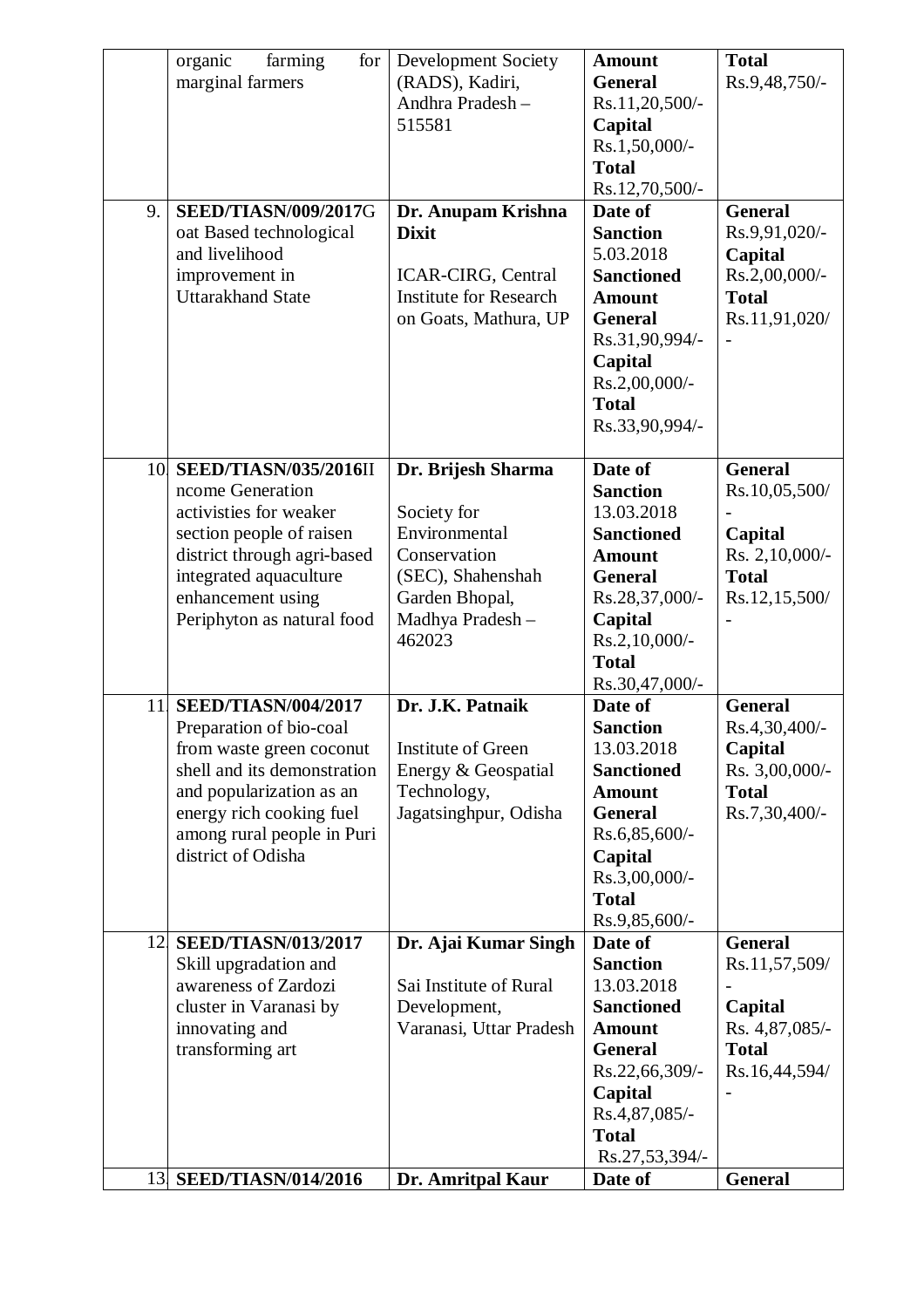| | | | | |
|---|---|---|---|---|
| | organic farming for marginal farmers | Development Society (RADS), Kadiri, Andhra Pradesh – 515581 | **Amount General** Rs.11,20,500/- **Capital** Rs.1,50,000/- **Total** Rs.12,70,500/- | **Total** Rs.9,48,750/- |
| 9. | **SEED/TIASN/009/2017**Goat Based technological and livelihood improvement in Uttarakhand State | **Dr. Anupam Krishna Dixit** ICAR-CIRG, Central Institute for Research on Goats, Mathura, UP | **Date of Sanction** 5.03.2018 **Sanctioned Amount General** Rs.31,90,994/- **Capital** Rs.2,00,000/- **Total** Rs.33,90,994/- | **General** Rs.9,91,020/- **Capital** Rs.2,00,000/- **Total** Rs.11,91,020/- |
| 10. | **SEED/TIASN/035/2016**Income Generation activisties for weaker section people of raisen district through agri-based integrated aquaculture enhancement using Periphyton as natural food | **Dr. Brijesh Sharma** Society for Environmental Conservation (SEC), Shahenshah Garden Bhopal, Madhya Pradesh – 462023 | **Date of Sanction** 13.03.2018 **Sanctioned Amount General** Rs.28,37,000/- **Capital** Rs.2,10,000/- **Total** Rs.30,47,000/- | **General** Rs.10,05,500/- **Capital** Rs. 2,10,000/- **Total** Rs.12,15,500/- |
| 11. | **SEED/TIASN/004/2017** Preparation of bio-coal from waste green coconut shell and its demonstration and popularization as an energy rich cooking fuel among rural people in Puri district of Odisha | **Dr. J.K. Patnaik** Institute of Green Energy & Geospatial Technology, Jagatsinghpur, Odisha | **Date of Sanction** 13.03.2018 **Sanctioned Amount General** Rs.6,85,600/- **Capital** Rs.3,00,000/- **Total** Rs.9,85,600/- | **General** Rs.4,30,400/- **Capital** Rs. 3,00,000/- **Total** Rs.7,30,400/- |
| 12. | **SEED/TIASN/013/2017** Skill upgradation and awareness of Zardozi cluster in Varanasi by innovating and transforming art | **Dr. Ajai Kumar Singh** Sai Institute of Rural Development, Varanasi, Uttar Pradesh | **Date of Sanction** 13.03.2018 **Sanctioned Amount General** Rs.22,66,309/- **Capital** Rs.4,87,085/- **Total** Rs.27,53,394/- | **General** Rs.11,57,509/- **Capital** Rs. 4,87,085/- **Total** Rs.16,44,594/- |
| 13. | **SEED/TIASN/014/2016** | **Dr. Amritpal Kaur** | **Date of** | **General** |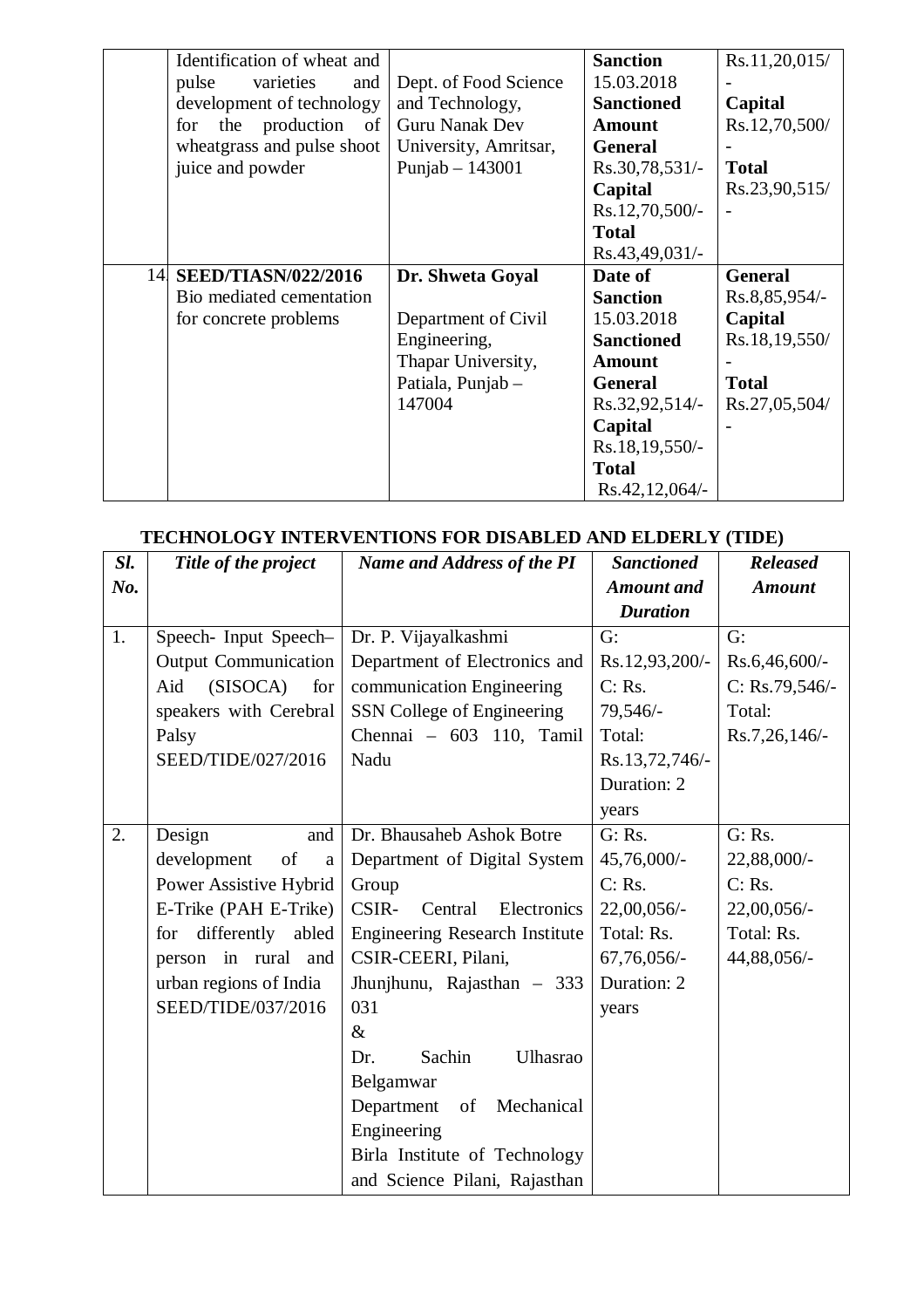| | | | | |
|---|---|---|---|---|
| | Identification of wheat and pulse varieties and development of technology for the production of wheatgrass and pulse shoot juice and powder | Dept. of Food Science and Technology, Guru Nanak Dev University, Amritsar, Punjab – 143001 | **Sanction** 15.03.2018 **Sanctioned Amount** **General** Rs.30,78,531/- **Capital** Rs.12,70,500/- **Total** Rs.43,49,031/- | Rs.11,20,015/- **Capital** Rs.12,70,500/- **Total** Rs.23,90,515/- |
| 14 | **SEED/TIASN/022/2016** Bio mediated cementation for concrete problems | **Dr. Shweta Goyal** Department of Civil Engineering, Thapar University, Patiala, Punjab – 147004 | **Date of Sanction** 15.03.2018 **Sanctioned Amount** **General** Rs.32,92,514/- **Capital** Rs.18,19,550/- **Total** Rs.42,12,064/- | **General** Rs.8,85,954/- **Capital** Rs.18,19,550/- **Total** Rs.27,05,504/- |

## TECHNOLOGY INTERVENTIONS FOR DISABLED AND ELDERLY (TIDE)

| *Sl. No.* | *Title of the project* | *Name and Address of the PI* | *Sanctioned Amount and Duration* | *Released Amount* |
|---|---|---|---|---|
| 1. | Speech- Input Speech– Output Communication Aid (SISOCA) for speakers with Cerebral Palsy SEED/TIDE/027/2016 | Dr. P. Vijayalkashmi Department of Electronics and communication Engineering SSN College of Engineering Chennai – 603 110, Tamil Nadu | G: Rs.12,93,200/- C: Rs. 79,546/- Total: Rs.13,72,746/- Duration: 2 years | G: Rs.6,46,600/- C: Rs.79,546/- Total: Rs.7,26,146/- |
| 2. | Design and development of a Power Assistive Hybrid E-Trike (PAH E-Trike) for differently abled person in rural and urban regions of India SEED/TIDE/037/2016 | Dr. Bhausaheb Ashok Botre Department of Digital System Group CSIR- Central Electronics Engineering Research Institute CSIR-CEERI, Pilani, Jhunjhunu, Rajasthan – 333 031 & Dr. Sachin Ulhasrao Belgamwar Department of Mechanical Engineering Birla Institute of Technology and Science Pilani, Rajasthan | G: Rs. 45,76,000/- C: Rs. 22,00,056/- Total: Rs. 67,76,056/- Duration: 2 years | G: Rs. 22,88,000/- C: Rs. 22,00,056/- Total: Rs. 44,88,056/- |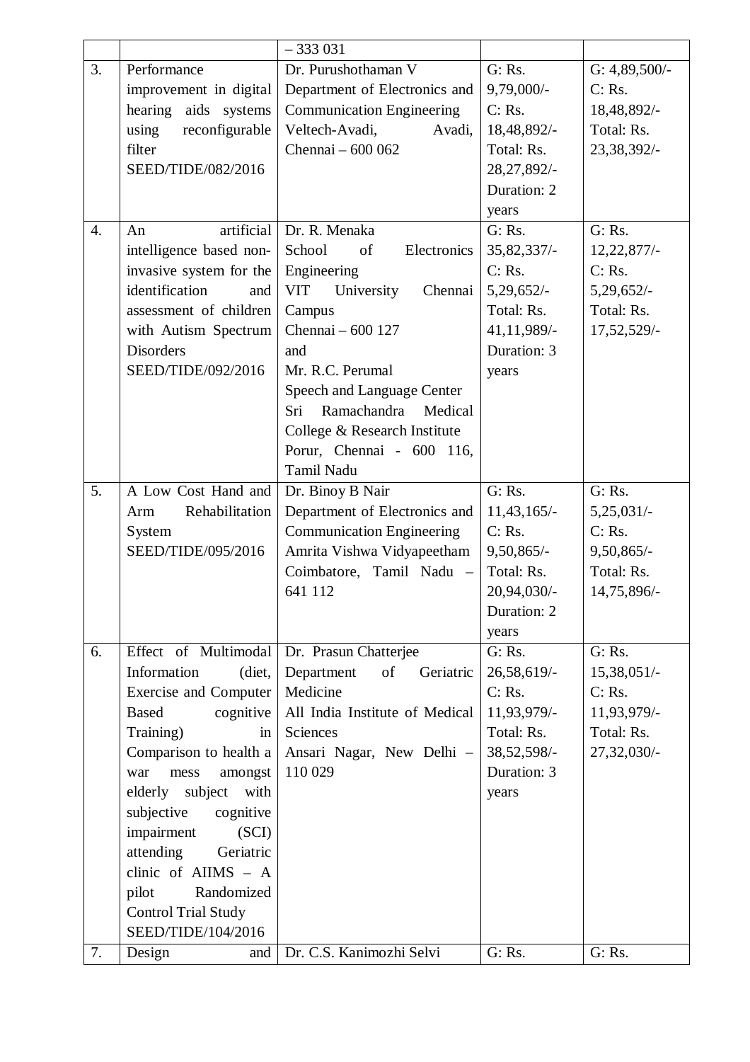| | | – 333 031 | | |
|---|---|---|---|---|
| 3. | Performance improvement in digital hearing aids systems using reconfigurable filter SEED/TIDE/082/2016 | Dr. Purushothaman V Department of Electronics and Communication Engineering Veltech-Avadi, Avadi, Chennai – 600 062 | G: Rs. 9,79,000/- C: Rs. 18,48,892/- Total: Rs. 28,27,892/- Duration: 2 years | G: 4,89,500/- C: Rs. 18,48,892/- Total: Rs. 23,38,392/- |
| 4. | An artificial intelligence based non-invasive system for the identification and assessment of children with Autism Spectrum Disorders SEED/TIDE/092/2016 | Dr. R. Menaka School of Electronics Engineering VIT University Chennai Campus Chennai – 600 127 and Mr. R.C. Perumal Speech and Language Center Sri Ramachandra Medical College & Research Institute Porur, Chennai - 600 116, Tamil Nadu | G: Rs. 35,82,337/- C: Rs. 5,29,652/- Total: Rs. 41,11,989/- Duration: 3 years | G: Rs. 12,22,877/- C: Rs. 5,29,652/- Total: Rs. 17,52,529/- |
| 5. | A Low Cost Hand and Arm Rehabilitation System SEED/TIDE/095/2016 | Dr. Binoy B Nair Department of Electronics and Communication Engineering Amrita Vishwa Vidyapeetham Coimbatore, Tamil Nadu – 641 112 | G: Rs. 11,43,165/- C: Rs. 9,50,865/- Total: Rs. 20,94,030/- Duration: 2 years | G: Rs. 5,25,031/- C: Rs. 9,50,865/- Total: Rs. 14,75,896/- |
| 6. | Effect of Multimodal Information (diet, Exercise and Computer Based cognitive Training) in Comparison to health a war mess amongst elderly subject with subjective cognitive impairment (SCI) attending Geriatric clinic of AIIMS – A pilot Randomized Control Trial Study SEED/TIDE/104/2016 | Dr. Prasun Chatterjee Department of Geriatric Medicine All India Institute of Medical Sciences Ansari Nagar, New Delhi – 110 029 | G: Rs. 26,58,619/- C: Rs. 11,93,979/- Total: Rs. 38,52,598/- Duration: 3 years | G: Rs. 15,38,051/- C: Rs. 11,93,979/- Total: Rs. 27,32,030/- |
| 7. | Design and | Dr. C.S. Kanimozhi Selvi | G: Rs. | G: Rs. |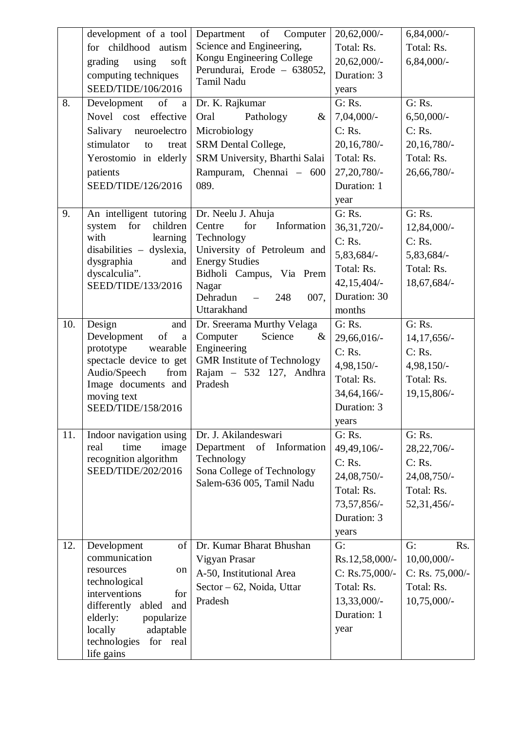| | | | | |
|---|---|---|---|---|
| | development of a tool for childhood autism grading using soft computing techniques SEED/TIDE/106/2016 | Department of Computer Science and Engineering, Kongu Engineering College Perundurai, Erode – 638052, Tamil Nadu | 20,62,000/- Total: Rs. 20,62,000/- Duration: 3 years | 6,84,000/- Total: Rs. 6,84,000/- |
| 8. | Development of a Novel cost effective Salivary neuroelectro stimulator to treat Yerostomio in elderly patients SEED/TIDE/126/2016 | Dr. K. Rajkumar Oral Pathology & Microbiology SRM Dental College, SRM University, Bharthi Salai Rampuram, Chennai – 600 089. | G: Rs. 7,04,000/- C: Rs. 20,16,780/- Total: Rs. 27,20,780/- Duration: 1 year | G: Rs. 6,50,000/- C: Rs. 20,16,780/- Total: Rs. 26,66,780/- |
| 9. | An intelligent tutoring system for children with learning disabilities – dyslexia, dysgraphia and dyscalculia". SEED/TIDE/133/2016 | Dr. Neelu J. Ahuja Centre for Information Technology University of Petroleum and Energy Studies Bidholi Campus, Via Prem Nagar Dehradun – 248 007, Uttarakhand | G: Rs. 36,31,720/- C: Rs. 5,83,684/- Total: Rs. 42,15,404/- Duration: 30 months | G: Rs. 12,84,000/- C: Rs. 5,83,684/- Total: Rs. 18,67,684/- |
| 10. | Design and Development of a prototype wearable spectacle device to get Audio/Speech from Image documents and moving text SEED/TIDE/158/2016 | Dr. Sreerama Murthy Velaga Computer Science & Engineering GMR Institute of Technology Rajam – 532 127, Andhra Pradesh | G: Rs. 29,66,016/- C: Rs. 4,98,150/- Total: Rs. 34,64,166/- Duration: 3 years | G: Rs. 14,17,656/- C: Rs. 4,98,150/- Total: Rs. 19,15,806/- |
| 11. | Indoor navigation using real time image recognition algorithm SEED/TIDE/202/2016 | Dr. J. Akilandeswari Department of Information Technology Sona College of Technology Salem-636 005, Tamil Nadu | G: Rs. 49,49,106/- C: Rs. 24,08,750/- Total: Rs. 73,57,856/- Duration: 3 years | G: Rs. 28,22,706/- C: Rs. 24,08,750/- Total: Rs. 52,31,456/- |
| 12. | Development of communication resources on technological interventions for differently abled and elderly: popularize locally adaptable technologies for real life gains | Dr. Kumar Bharat Bhushan Vigyan Prasar A-50, Institutional Area Sector – 62, Noida, Uttar Pradesh | G: Rs.12,58,000/- C: Rs.75,000/- Total: Rs. 13,33,000/- Duration: 1 year | G: Rs. 10,00,000/- C: Rs. 75,000/- Total: Rs. 10,75,000/- |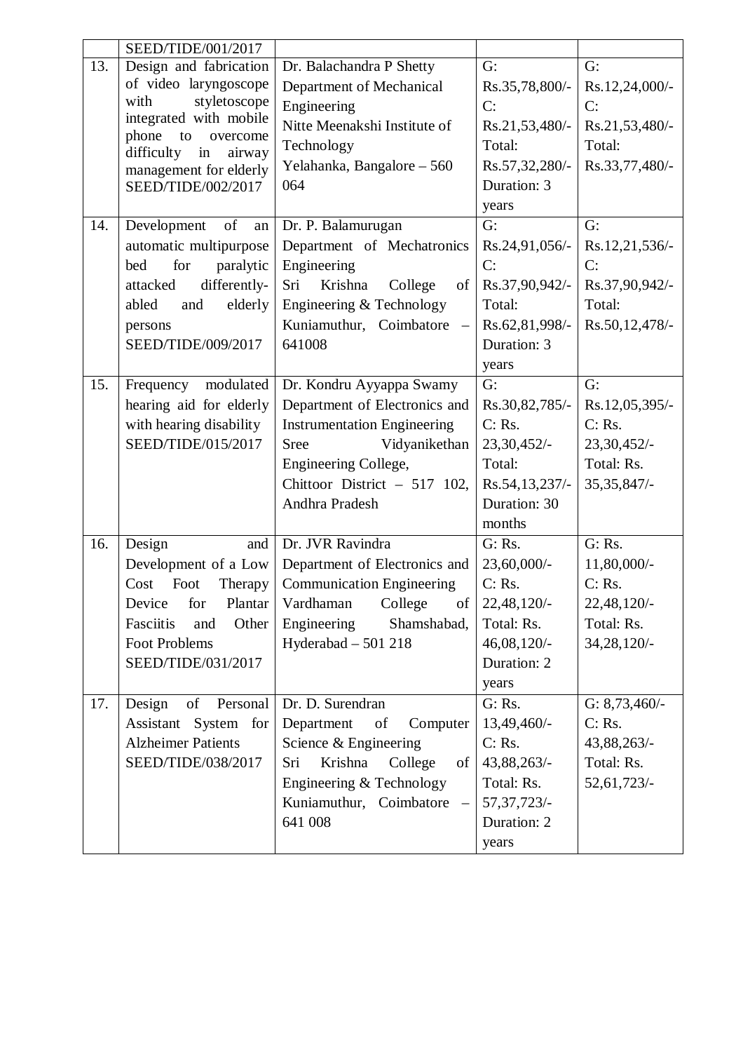| | | | | |
|---|---|---|---|---|
| | SEED/TIDE/001/2017 | | | |
| 13. | Design and fabrication of video laryngoscope with styletoscope integrated with mobile phone to overcome difficulty in airway management for elderly SEED/TIDE/002/2017 | Dr. Balachandra P Shetty Department of Mechanical Engineering Nitte Meenakshi Institute of Technology Yelahanka, Bangalore – 560 064 | G: Rs.35,78,800/- C: Rs.21,53,480/- Total: Rs.57,32,280/- Duration: 3 years | G: Rs.12,24,000/- C: Rs.21,53,480/- Total: Rs.33,77,480/- |
| 14. | Development of an automatic multipurpose bed for paralytic attacked differently-abled and elderly persons SEED/TIDE/009/2017 | Dr. P. Balamurugan Department of Mechatronics Engineering Sri Krishna College of Engineering & Technology Kuniamuthur, Coimbatore – 641008 | G: Rs.24,91,056/- C: Rs.37,90,942/- Total: Rs.62,81,998/- Duration: 3 years | G: Rs.12,21,536/- C: Rs.37,90,942/- Total: Rs.50,12,478/- |
| 15. | Frequency modulated hearing aid for elderly with hearing disability SEED/TIDE/015/2017 | Dr. Kondru Ayyappa Swamy Department of Electronics and Instrumentation Engineering Sree Vidyanikethan Engineering College, Chittoor District – 517 102, Andhra Pradesh | G: Rs.30,82,785/- C: Rs. 23,30,452/- Total: Rs.54,13,237/- Duration: 30 months | G: Rs.12,05,395/- C: Rs. 23,30,452/- Total: Rs. 35,35,847/- |
| 16. | Design and Development of a Low Cost Foot Therapy Device for Plantar Fasciitis and Other Foot Problems SEED/TIDE/031/2017 | Dr. JVR Ravindra Department of Electronics and Communication Engineering Vardhaman College of Engineering Shamshabad, Hyderabad – 501 218 | G: Rs. 23,60,000/- C: Rs. 22,48,120/- Total: Rs. 46,08,120/- Duration: 2 years | G: Rs. 11,80,000/- C: Rs. 22,48,120/- Total: Rs. 34,28,120/- |
| 17. | Design of Personal Assistant System for Alzheimer Patients SEED/TIDE/038/2017 | Dr. D. Surendran Department of Computer Science & Engineering Sri Krishna College of Engineering & Technology Kuniamuthur, Coimbatore – 641 008 | G: Rs. 13,49,460/- C: Rs. 43,88,263/- Total: Rs. 57,37,723/- Duration: 2 years | G: 8,73,460/- C: Rs. 43,88,263/- Total: Rs. 52,61,723/- |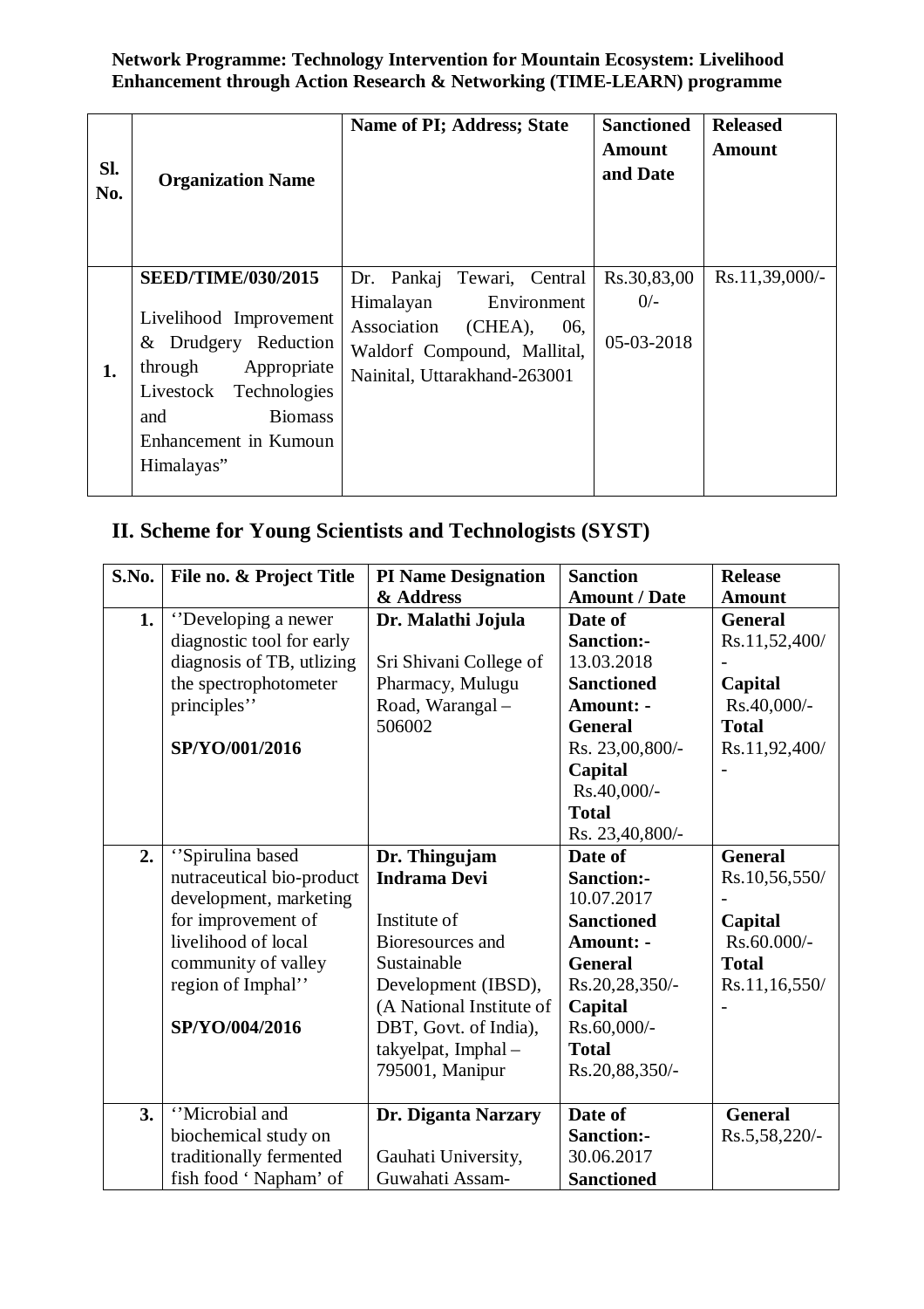**Network Programme: Technology Intervention for Mountain Ecosystem: Livelihood Enhancement through Action Research & Networking (TIME-LEARN) programme**

| Sl. No. | Organization Name | Name of PI; Address; State | Sanctioned Amount and Date | Released Amount |
|---|---|---|---|---|
| 1. | **SEED/TIME/030/2015** Livelihood Improvement & Drudgery Reduction through Appropriate Livestock Technologies and Biomass Enhancement in Kumoun Himalayas" | Dr. Pankaj Tewari, Central Himalayan Environment Association (CHEA), 06, Waldorf Compound, Mallital, Nainital, Uttarakhand-263001 | Rs.30,83,00 0/- 05-03-2018 | Rs.11,39,000/- |

## II. Scheme for Young Scientists and Technologists (SYST)

| S.No. | File no. & Project Title | PI Name Designation & Address | Sanction Amount / Date | Release Amount |
|---|---|---|---|---|
| 1. | ''Developing a newer diagnostic tool for early diagnosis of TB, utlizing the spectrophotometer principles'' **SP/YO/001/2016** | **Dr. Malathi Jojula** Sri Shivani College of Pharmacy, Mulugu Road, Warangal – 506002 | **Date of Sanction:-** 13.03.2018 **Sanctioned Amount: - General** Rs. 23,00,800/- **Capital** Rs.40,000/- **Total** Rs. 23,40,800/- | **General** Rs.11,52,400/- **Capital** Rs.40,000/- **Total** Rs.11,92,400/- |
| 2. | ''Spirulina based nutraceutical bio-product development, marketing for improvement of livelihood of local community of valley region of Imphal'' **SP/YO/004/2016** | **Dr. Thingujam Indrama Devi** Institute of Bioresources and Sustainable Development (IBSD), (A National Institute of DBT, Govt. of India), takyelpat, Imphal – 795001, Manipur | **Date of Sanction:-** 10.07.2017 **Sanctioned Amount: - General** Rs.20,28,350/- **Capital** Rs.60,000/- **Total** Rs.20,88,350/- | **General** Rs.10,56,550/- **Capital** Rs.60.000/- **Total** Rs.11,16,550/- |
| 3. | ''Microbial and biochemical study on traditionally fermented fish food ' Napham' of | **Dr. Diganta Narzary** Gauhati University, Guwahati Assam- | **Date of Sanction:-** 30.06.2017 **Sanctioned** | **General** Rs.5,58,220/- |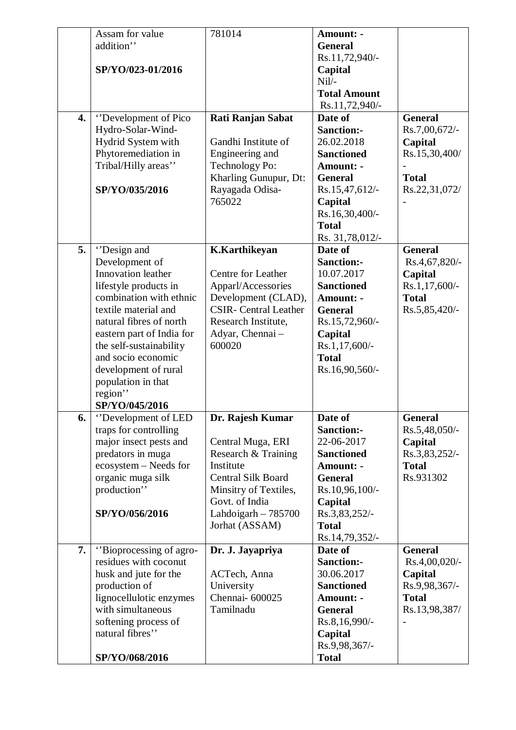| | | | | |
|---|---|---|---|---|
| | Assam for value addition'' <br><br> **SP/YO/023-01/2016** | 781014 | **Amount: -** <br> **General** <br> Rs.11,72,940/- <br> **Capital** <br> Nil/- <br> **Total Amount** <br> Rs.11,72,940/- | |
| **4.** | ''Development of Pico Hydro-Solar-Wind-Hydrid System with Phytoremediation in Tribal/Hilly areas'' <br><br> **SP/YO/035/2016** | **Rati Ranjan Sabat** <br><br> Gandhi Institute of Engineering and Technology Po: Kharling Gunupur, Dt: Rayagada Odisa-765022 | **Date of Sanction:-** <br> 26.02.2018 <br> **Sanctioned Amount: -** <br> **General** <br> Rs.15,47,612/- <br> **Capital** <br> Rs.16,30,400/- <br> **Total** <br> Rs. 31,78,012/- | **General** <br> Rs.7,00,672/- <br> **Capital** <br> Rs.15,30,400/- <br> **Total** <br> Rs.22,31,072/- |
| **5.** | ''Design and Development of Innovation leather lifestyle products in combination with ethnic textile material and natural fibres of north eastern part of India for the self-sustainability and socio economic development of rural population in that region'' <br> **SP/YO/045/2016** | **K.Karthikeyan** <br><br> Centre for Leather Apparl/Accessories Development (CLAD), CSIR- Central Leather Research Institute, Adyar, Chennai – 600020 | **Date of Sanction:-** <br> 10.07.2017 <br> **Sanctioned Amount: -** <br> **General** <br> Rs.15,72,960/- <br> **Capital** <br> Rs.1,17,600/- <br> **Total** <br> Rs.16,90,560/- | **General** <br> Rs.4,67,820/- <br> **Capital** <br> Rs.1,17,600/- <br> **Total** <br> Rs.5,85,420/- |
| **6.** | ''Development of LED traps for controlling major insect pests and predators in muga ecosystem – Needs for organic muga silk production'' <br><br> **SP/YO/056/2016** | **Dr. Rajesh Kumar** <br><br> Central Muga, ERI Research & Training Institute <br> Central Silk Board Minsitry of Textiles, Govt. of India <br> Lahdoigarh – 785700 Jorhat (ASSAM) | **Date of Sanction:-** <br> 22-06-2017 <br> **Sanctioned Amount: -** <br> **General** <br> Rs.10,96,100/- <br> **Capital** <br> Rs.3,83,252/- <br> **Total** <br> Rs.14,79,352/- | **General** <br> Rs.5,48,050/- <br> **Capital** <br> Rs.3,83,252/- <br> **Total** <br> Rs.931302 |
| **7.** | ''Bioprocessing of agro-residues with coconut husk and jute for the production of lignocellulotic enzymes with simultaneous softening process of natural fibres'' <br><br> **SP/YO/068/2016** | **Dr. J. Jayapriya** <br><br> ACTech, Anna University <br> Chennai- 600025 <br> Tamilnadu | **Date of Sanction:-** <br> 30.06.2017 <br> **Sanctioned Amount: -** <br> **General** <br> Rs.8,16,990/- <br> **Capital** <br> Rs.9,98,367/- <br> **Total** | **General** <br> Rs.4,00,020/- <br> **Capital** <br> Rs.9,98,367/- <br> **Total** <br> Rs.13,98,387/- |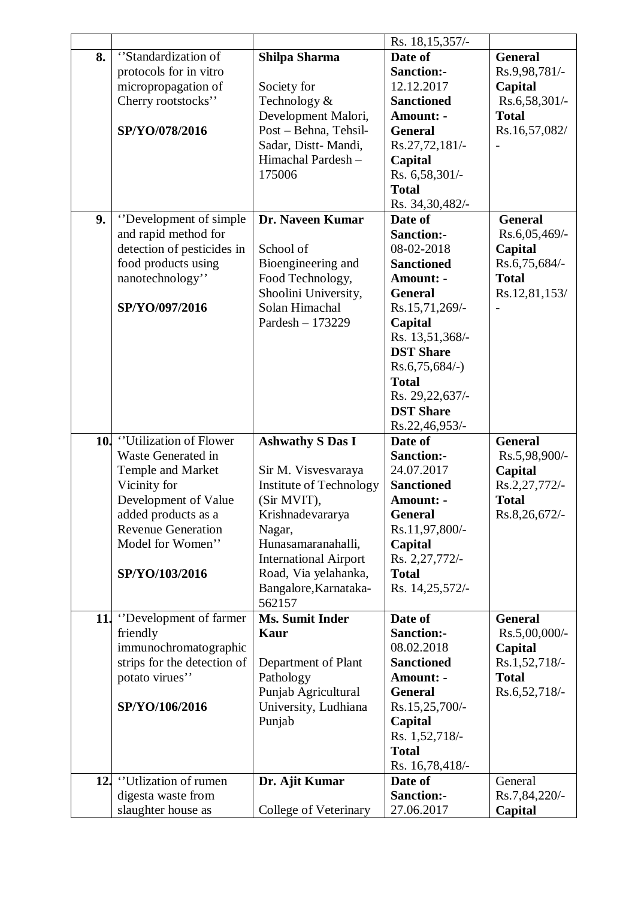| | | | Rs. 18,15,357/- | |
|---|---|---|---|---|
| **8.** | ''Standardization of protocols for in vitro micropropagation of Cherry rootstocks''<br><br>**SP/YO/078/2016** | **Shilpa Sharma**<br><br>Society for Technology & Development Malori, Post – Behna, Tehsil-Sadar, Distt- Mandi, Himachal Pardesh – 175006 | **Date of Sanction:-** 12.12.2017<br>**Sanctioned Amount: -**<br>**General** Rs.27,72,181/-<br>**Capital** Rs. 6,58,301/-<br>**Total** Rs. 34,30,482/- | **General** Rs.9,98,781/-<br>**Capital** Rs.6,58,301/-<br>**Total** Rs.16,57,082/- |
| **9.** | ''Development of simple and rapid method for detection of pesticides in food products using nanotechnology''<br><br>**SP/YO/097/2016** | **Dr. Naveen Kumar**<br><br>School of Bioengineering and Food Technology, Shoolini University, Solan Himachal Pardesh – 173229 | **Date of Sanction:-** 08-02-2018<br>**Sanctioned Amount: -**<br>**General** Rs.15,71,269/-<br>**Capital** Rs. 13,51,368/-<br>**DST Share** Rs.6,75,684/-)<br>**Total** Rs. 29,22,637/-<br>**DST Share** Rs.22,46,953/- | **General** Rs.6,05,469/-<br>**Capital** Rs.6,75,684/-<br>**Total** Rs.12,81,153/- |
| **10.** | ''Utilization of Flower Waste Generated in Temple and Market Vicinity for Development of Value added products as a Revenue Generation Model for Women''<br><br>**SP/YO/103/2016** | **Ashwathy S Das I**<br><br>Sir M. Visvesvaraya Institute of Technology (Sir MVIT), Krishnadevararya Nagar, Hunasamaranahalli, International Airport Road, Via yelahanka, Bangalore,Karnataka-562157 | **Date of Sanction:-** 24.07.2017<br>**Sanctioned Amount: -**<br>**General** Rs.11,97,800/-<br>**Capital** Rs. 2,27,772/-<br>**Total** Rs. 14,25,572/- | **General** Rs.5,98,900/-<br>**Capital** Rs.2,27,772/-<br>**Total** Rs.8,26,672/- |
| **11.** | ''Development of farmer friendly immunochromatographic strips for the detection of potato virues''<br><br>**SP/YO/106/2016** | **Ms. Sumit Inder Kaur**<br><br>Department of Plant Pathology Punjab Agricultural University, Ludhiana Punjab | **Date of Sanction:-** 08.02.2018<br>**Sanctioned Amount: -**<br>**General** Rs.15,25,700/-<br>**Capital** Rs. 1,52,718/-<br>**Total** Rs. 16,78,418/- | **General** Rs.5,00,000/-<br>**Capital** Rs.1,52,718/-<br>**Total** Rs.6,52,718/- |
| **12.** | ''Utlization of rumen digesta waste from slaughter house as | **Dr. Ajit Kumar**<br><br>College of Veterinary | **Date of Sanction:-** 27.06.2017 | General Rs.7,84,220/-<br>**Capital** |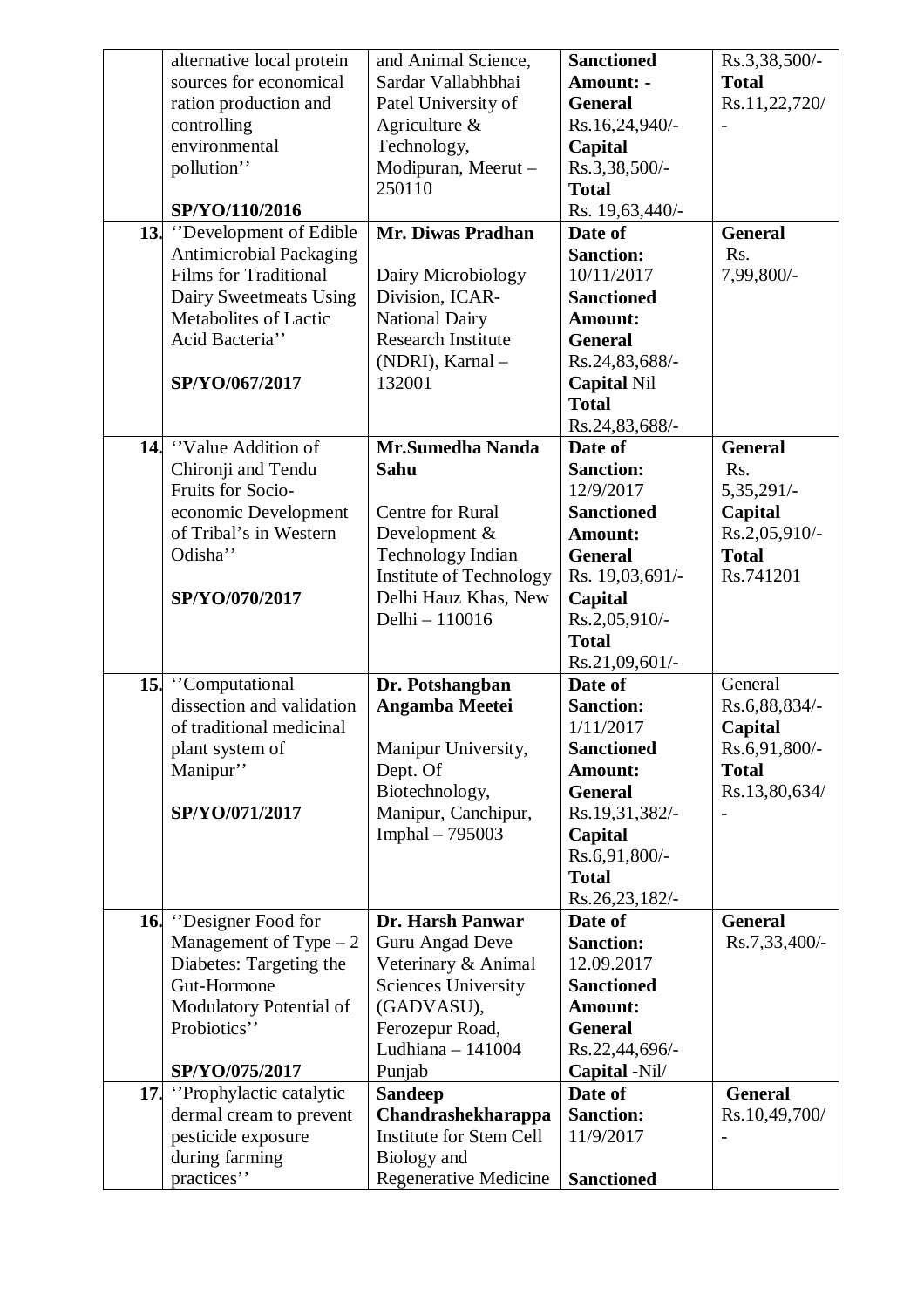| | | | | |
|---|---|---|---|---|
| | alternative local protein sources for economical ration production and controlling environmental pollution'' **SP/YO/110/2016** | and Animal Science, Sardar Vallabhbhai Patel University of Agriculture & Technology, Modipuran, Meerut – 250110 | **Sanctioned Amount: - General** Rs.16,24,940/- **Capital** Rs.3,38,500/- **Total** Rs. 19,63,440/- | Rs.3,38,500/- **Total** Rs.11,22,720/- |
| **13.** | ''Development of Edible Antimicrobial Packaging Films for Traditional Dairy Sweetmeats Using Metabolites of Lactic Acid Bacteria'' **SP/YO/067/2017** | **Mr. Diwas Pradhan** Dairy Microbiology Division, ICAR-National Dairy Research Institute (NDRI), Karnal – 132001 | **Date of Sanction:** 10/11/2017 **Sanctioned Amount: General** Rs.24,83,688/- **Capital** Nil **Total** Rs.24,83,688/- | **General** Rs. 7,99,800/- |
| **14.** | ''Value Addition of Chironji and Tendu Fruits for Socio-economic Development of Tribal's in Western Odisha'' **SP/YO/070/2017** | **Mr.Sumedha Nanda Sahu** Centre for Rural Development & Technology Indian Institute of Technology Delhi Hauz Khas, New Delhi – 110016 | **Date of Sanction:** 12/9/2017 **Sanctioned Amount: General** Rs. 19,03,691/- **Capital** Rs.2,05,910/- **Total** Rs.21,09,601/- | **General** Rs. 5,35,291/- **Capital** Rs.2,05,910/- **Total** Rs.741201 |
| **15.** | ''Computational dissection and validation of traditional medicinal plant system of Manipur'' **SP/YO/071/2017** | **Dr. Potshangban Angamba Meetei** Manipur University, Dept. Of Biotechnology, Manipur, Canchipur, Imphal – 795003 | **Date of Sanction:** 1/11/2017 **Sanctioned Amount: General** Rs.19,31,382/- **Capital** Rs.6,91,800/- **Total** Rs.26,23,182/- | General Rs.6,88,834/- **Capital** Rs.6,91,800/- **Total** Rs.13,80,634/- |
| **16.** | ''Designer Food for Management of Type – 2 Diabetes: Targeting the Gut-Hormone Modulatory Potential of Probiotics'' **SP/YO/075/2017** | **Dr. Harsh Panwar** Guru Angad Deve Veterinary & Animal Sciences University (GADVASU), Ferozepur Road, Ludhiana – 141004 Punjab | **Date of Sanction:** 12.09.2017 **Sanctioned Amount: General** Rs.22,44,696/- **Capital** -Nil/ | **General** Rs.7,33,400/- |
| **17.** | ''Prophylactic catalytic dermal cream to prevent pesticide exposure during farming practices'' | **Sandeep Chandrashekharappa** Institute for Stem Cell Biology and Regenerative Medicine | **Date of Sanction:** 11/9/2017 **Sanctioned** | **General** Rs.10,49,700/- |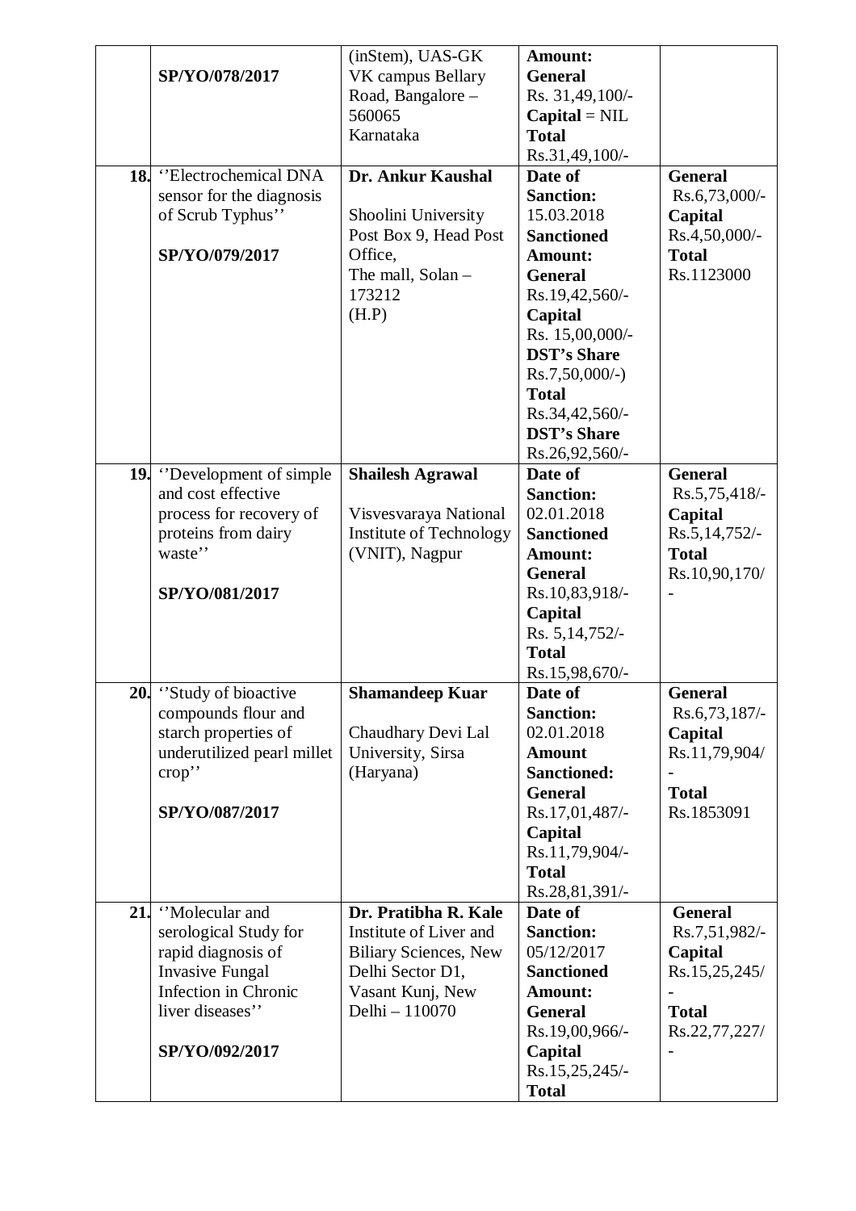| | | | | |
|---|---|---|---|---|
| | **SP/YO/078/2017** | (inStem), UAS-GK VK campus Bellary Road, Bangalore – 560065 Karnataka | **Amount:** **General** Rs. 31,49,100/- **Capital** = NIL **Total** Rs.31,49,100/- | |
| **18.** | ''Electrochemical DNA sensor for the diagnosis of Scrub Typhus'' **SP/YO/079/2017** | **Dr. Ankur Kaushal** Shoolini University Post Box 9, Head Post Office, The mall, Solan – 173212 (H.P) | **Date of Sanction:** 15.03.2018 **Sanctioned Amount:** **General** Rs.19,42,560/- **Capital** Rs. 15,00,000/- **DST's Share** Rs.7,50,000/-) **Total** Rs.34,42,560/- **DST's Share** Rs.26,92,560/- | **General** Rs.6,73,000/- **Capital** Rs.4,50,000/- **Total** Rs.1123000 |
| **19.** | ''Development of simple and cost effective process for recovery of proteins from dairy waste'' **SP/YO/081/2017** | **Shailesh Agrawal** Visvesvaraya National Institute of Technology (VNIT), Nagpur | **Date of Sanction:** 02.01.2018 **Sanctioned Amount:** **General** Rs.10,83,918/- **Capital** Rs. 5,14,752/- **Total** Rs.15,98,670/- | **General** Rs.5,75,418/- **Capital** Rs.5,14,752/- **Total** Rs.10,90,170/ - |
| **20.** | ''Study of bioactive compounds flour and starch properties of underutilized pearl millet crop'' **SP/YO/087/2017** | **Shamandeep Kuar** Chaudhary Devi Lal University, Sirsa (Haryana) | **Date of Sanction:** 02.01.2018 **Amount Sanctioned:** **General** Rs.17,01,487/- **Capital** Rs.11,79,904/- **Total** Rs.28,81,391/- | **General** Rs.6,73,187/- **Capital** Rs.11,79,904/ - **Total** Rs.1853091 |
| **21.** | ''Molecular and serological Study for rapid diagnosis of Invasive Fungal Infection in Chronic liver diseases'' **SP/YO/092/2017** | **Dr. Pratibha R. Kale** Institute of Liver and Biliary Sciences, New Delhi Sector D1, Vasant Kunj, New Delhi – 110070 | **Date of Sanction:** 05/12/2017 **Sanctioned Amount:** **General** Rs.19,00,966/- **Capital** Rs.15,25,245/- **Total** | **General** Rs.7,51,982/- **Capital** Rs.15,25,245/ - **Total** Rs.22,77,227/ - |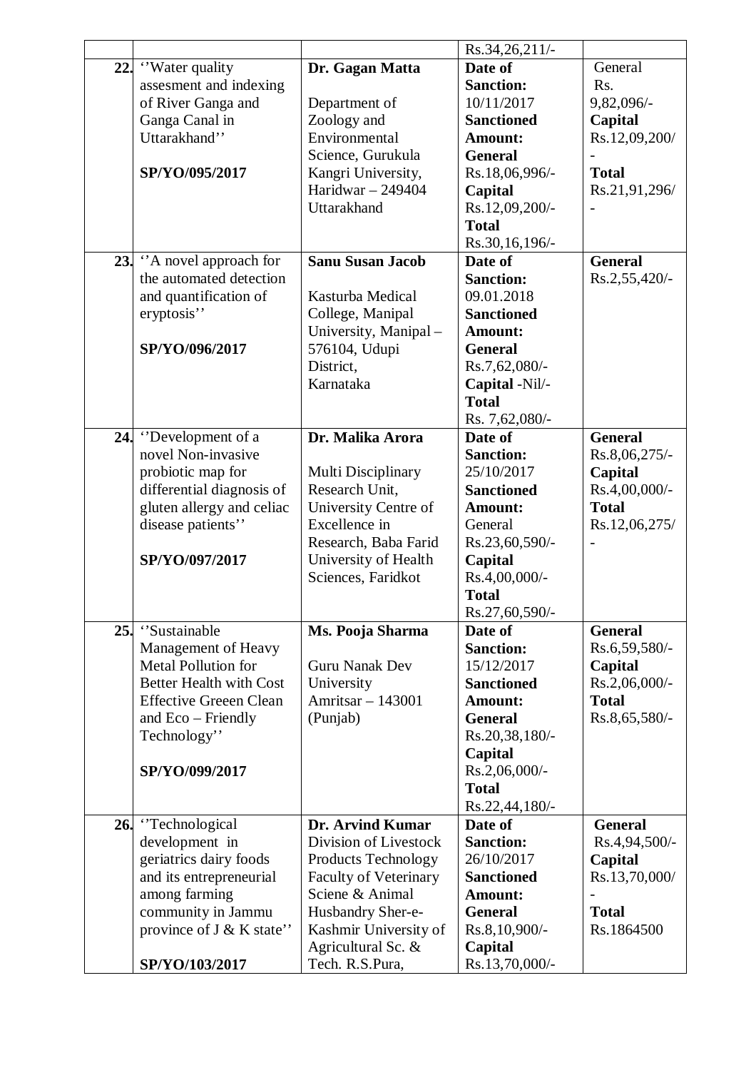| | | | | |
|---|---|---|---|---|
| | | | Rs.34,26,211/- | |
| 22. | ''Water quality assesment and indexing of River Ganga and Ganga Canal in Uttarakhand''<br><br>**SP/YO/095/2017** | **Dr. Gagan Matta**<br><br>Department of Zoology and Environmental Science, Gurukula Kangri University, Haridwar – 249404 Uttarakhand | **Date of Sanction:** 10/11/2017<br>**Sanctioned Amount:**<br>**General** Rs.18,06,996/-<br>**Capital** Rs.12,09,200/-<br>**Total** Rs.30,16,196/- | General Rs. 9,82,096/-<br>**Capital** Rs.12,09,200/-<br>**Total** Rs.21,91,296/- |
| 23. | ''A novel approach for the automated detection and quantification of eryptosis''<br><br>**SP/YO/096/2017** | **Sanu Susan Jacob**<br><br>Kasturba Medical College, Manipal University, Manipal – 576104, Udupi District, Karnataka | **Date of Sanction:** 09.01.2018<br>**Sanctioned Amount:**<br>**General** Rs.7,62,080/-<br>**Capital** -Nil/-<br>**Total** Rs. 7,62,080/- | **General** Rs.2,55,420/- |
| 24. | ''Development of a novel Non-invasive probiotic map for differential diagnosis of gluten allergy and celiac disease patients''<br><br>**SP/YO/097/2017** | **Dr. Malika Arora**<br><br>Multi Disciplinary Research Unit, University Centre of Excellence in Research, Baba Farid University of Health Sciences, Faridkot | **Date of Sanction:** 25/10/2017<br>**Sanctioned Amount:**<br>General Rs.23,60,590/-<br>**Capital** Rs.4,00,000/-<br>**Total** Rs.27,60,590/- | **General** Rs.8,06,275/-<br>**Capital** Rs.4,00,000/-<br>**Total** Rs.12,06,275/- |
| 25. | ''Sustainable Management of Heavy Metal Pollution for Better Health with Cost Effective Greeen Clean and Eco – Friendly Technology''<br><br>**SP/YO/099/2017** | **Ms. Pooja Sharma**<br><br>Guru Nanak Dev University Amritsar – 143001 (Punjab) | **Date of Sanction:** 15/12/2017<br>**Sanctioned Amount:**<br>**General** Rs.20,38,180/-<br>**Capital** Rs.2,06,000/-<br>**Total** Rs.22,44,180/- | **General** Rs.6,59,580/-<br>**Capital** Rs.2,06,000/-<br>**Total** Rs.8,65,580/- |
| 26. | ''Technological development in geriatrics dairy foods and its entrepreneurial among farming community in Jammu province of J & K state''<br><br>**SP/YO/103/2017** | **Dr. Arvind Kumar**<br>Division of Livestock Products Technology Faculty of Veterinary Sciene & Animal Husbandry Sher-e-Kashmir University of Agricultural Sc. & Tech. R.S.Pura, | **Date of Sanction:** 26/10/2017<br>**Sanctioned Amount:**<br>**General** Rs.8,10,900/-<br>**Capital** Rs.13,70,000/- | **General** Rs.4,94,500/-<br>**Capital** Rs.13,70,000/-<br>**Total** Rs.1864500 |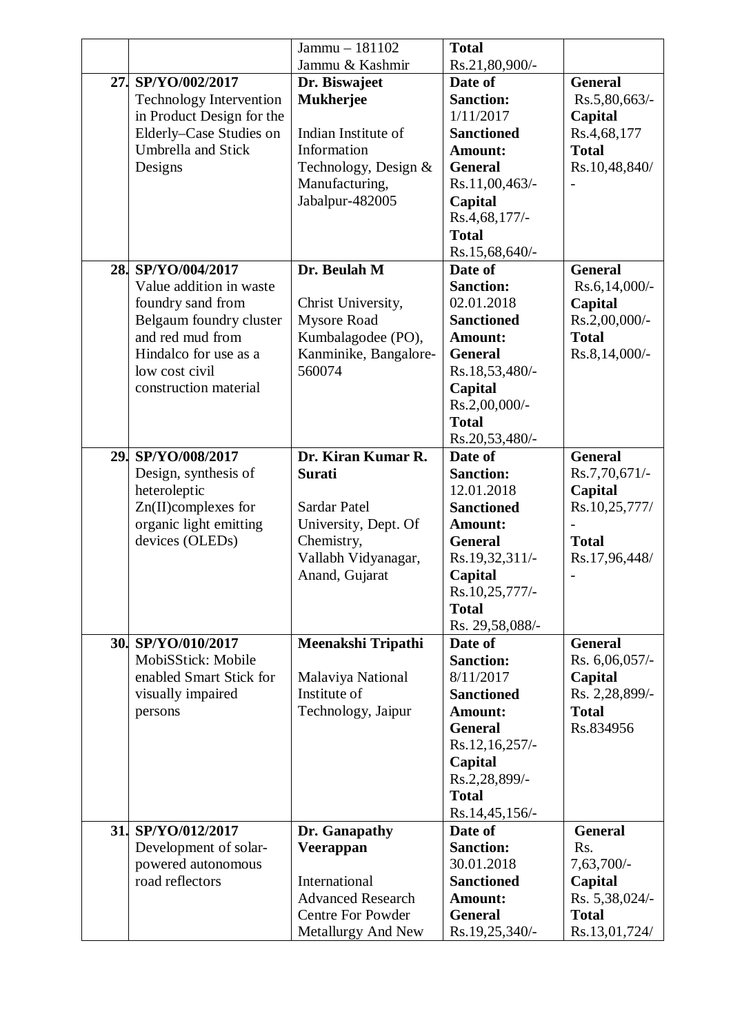| | | | | |
|---|---|---|---|---|
| | | Jammu – 181102 Jammu & Kashmir | **Total** Rs.21,80,900/- | |
| **27.** | **SP/YO/002/2017** Technology Intervention in Product Design for the Elderly–Case Studies on Umbrella and Stick Designs | **Dr. Biswajeet Mukherjee** Indian Institute of Information Technology, Design & Manufacturing, Jabalpur-482005 | **Date of Sanction:** 1/11/2017 **Sanctioned Amount:** **General** Rs.11,00,463/- **Capital** Rs.4,68,177/- **Total** Rs.15,68,640/- | **General** Rs.5,80,663/- **Capital** Rs.4,68,177 **Total** Rs.10,48,840/- |
| **28.** | **SP/YO/004/2017** Value addition in waste foundry sand from Belgaum foundry cluster and red mud from Hindalco for use as a low cost civil construction material | **Dr. Beulah M** Christ University, Mysore Road Kumbalagodee (PO), Kanminike, Bangalore-560074 | **Date of Sanction:** 02.01.2018 **Sanctioned Amount:** **General** Rs.18,53,480/- **Capital** Rs.2,00,000/- **Total** Rs.20,53,480/- | **General** Rs.6,14,000/- **Capital** Rs.2,00,000/- **Total** Rs.8,14,000/- |
| **29.** | **SP/YO/008/2017** Design, synthesis of heteroleptic Zn(II)complexes for organic light emitting devices (OLEDs) | **Dr. Kiran Kumar R. Surati** Sardar Patel University, Dept. Of Chemistry, Vallabh Vidyanagar, Anand, Gujarat | **Date of Sanction:** 12.01.2018 **Sanctioned Amount:** **General** Rs.19,32,311/- **Capital** Rs.10,25,777/- **Total** Rs. 29,58,088/- | **General** Rs.7,70,671/- **Capital** Rs.10,25,777/- **Total** Rs.17,96,448/- |
| **30.** | **SP/YO/010/2017** MobiSStick: Mobile enabled Smart Stick for visually impaired persons | **Meenakshi Tripathi** Malaviya National Institute of Technology, Jaipur | **Date of Sanction:** 8/11/2017 **Sanctioned Amount:** **General** Rs.12,16,257/- **Capital** Rs.2,28,899/- **Total** Rs.14,45,156/- | **General** Rs. 6,06,057/- **Capital** Rs. 2,28,899/- **Total** Rs.834956 |
| **31.** | **SP/YO/012/2017** Development of solar-powered autonomous road reflectors | **Dr. Ganapathy Veerappan** International Advanced Research Centre For Powder Metallurgy And New | **Date of Sanction:** 30.01.2018 **Sanctioned Amount:** **General** Rs.19,25,340/- | **General** Rs. 7,63,700/- **Capital** Rs. 5,38,024/- **Total** Rs.13,01,724/ |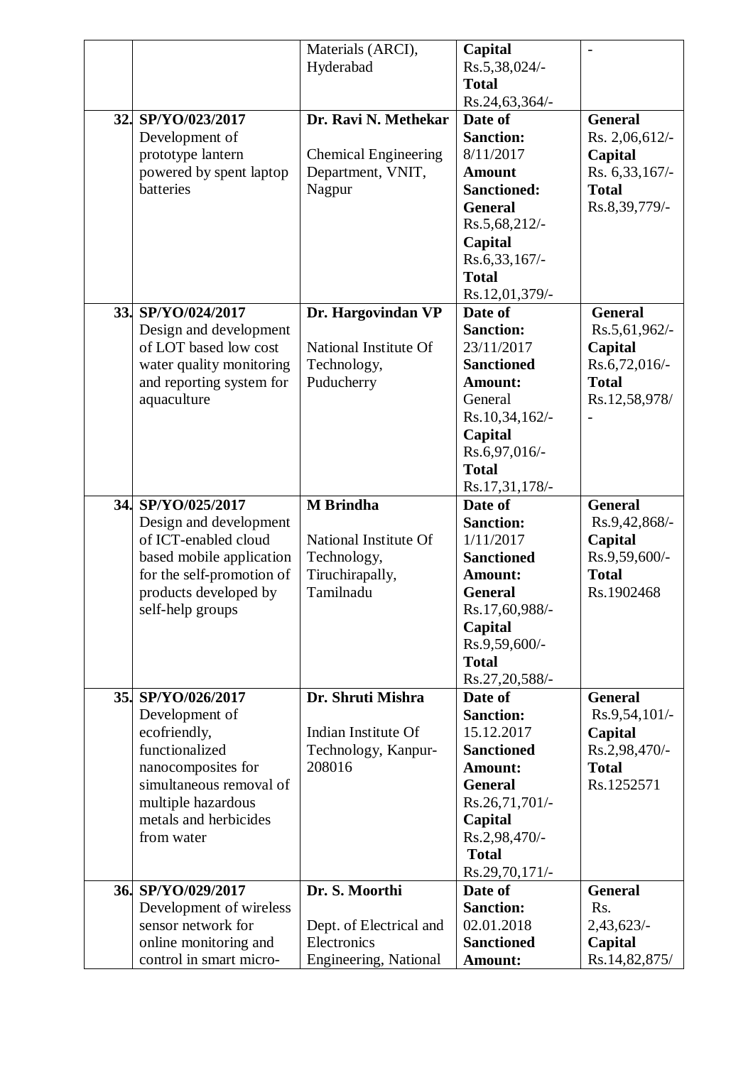| | | | | |
|---|---|---|---|---|
| | | Materials (ARCI), Hyderabad | **Capital** Rs.5,38,024/- **Total** Rs.24,63,364/- | - |
| **32.** | **SP/YO/023/2017** Development of prototype lantern powered by spent laptop batteries | **Dr. Ravi N. Methekar** Chemical Engineering Department, VNIT, Nagpur | **Date of Sanction:** 8/11/2017 **Amount Sanctioned: General** Rs.5,68,212/- **Capital** Rs.6,33,167/- **Total** Rs.12,01,379/- | **General** Rs. 2,06,612/- **Capital** Rs. 6,33,167/- **Total** Rs.8,39,779/- |
| **33.** | **SP/YO/024/2017** Design and development of LOT based low cost water quality monitoring and reporting system for aquaculture | **Dr. Hargovindan VP** National Institute Of Technology, Puducherry | **Date of Sanction:** 23/11/2017 **Sanctioned Amount:** General Rs.10,34,162/- **Capital** Rs.6,97,016/- **Total** Rs.17,31,178/- | **General** Rs.5,61,962/- **Capital** Rs.6,72,016/- **Total** Rs.12,58,978/- |
| **34.** | **SP/YO/025/2017** Design and development of ICT-enabled cloud based mobile application for the self-promotion of products developed by self-help groups | **M Brindha** National Institute Of Technology, Tiruchirapally, Tamilnadu | **Date of Sanction:** 1/11/2017 **Sanctioned Amount: General** Rs.17,60,988/- **Capital** Rs.9,59,600/- **Total** Rs.27,20,588/- | **General** Rs.9,42,868/- **Capital** Rs.9,59,600/- **Total** Rs.1902468 |
| **35.** | **SP/YO/026/2017** Development of ecofriendly, functionalized nanocomposites for simultaneous removal of multiple hazardous metals and herbicides from water | **Dr. Shruti Mishra** Indian Institute Of Technology, Kanpur-208016 | **Date of Sanction:** 15.12.2017 **Sanctioned Amount: General** Rs.26,71,701/- **Capital** Rs.2,98,470/- **Total** Rs.29,70,171/- | **General** Rs.9,54,101/- **Capital** Rs.2,98,470/- **Total** Rs.1252571 |
| **36.** | **SP/YO/029/2017** Development of wireless sensor network for online monitoring and control in smart micro- | **Dr. S. Moorthi** Dept. of Electrical and Electronics Engineering, National | **Date of Sanction:** 02.01.2018 **Sanctioned Amount:** | **General** Rs. 2,43,623/- **Capital** Rs.14,82,875/ |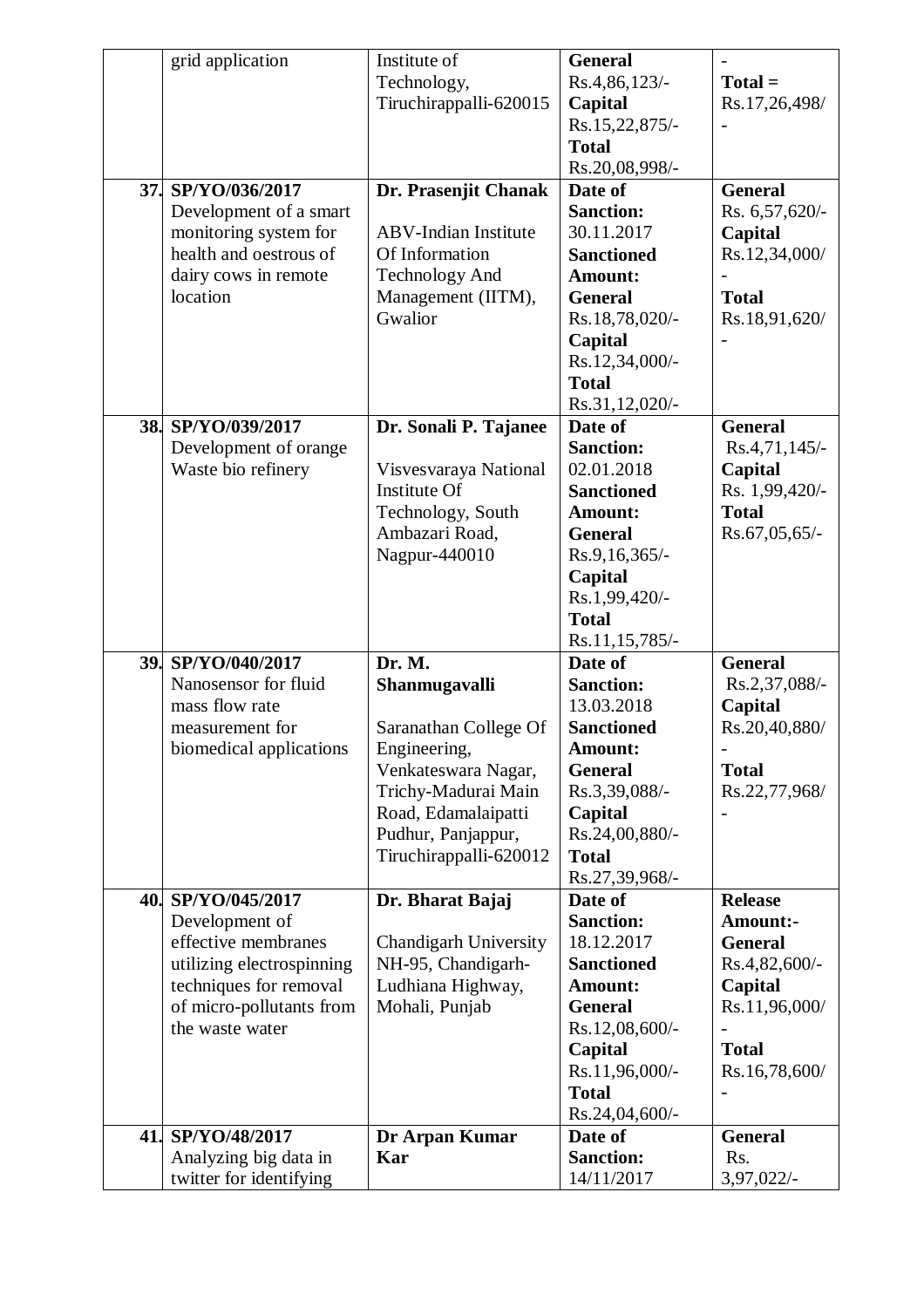| | | | | |
|---|---|---|---|---|
| | grid application | Institute of Technology, Tiruchirappalli-620015 | **General** Rs.4,86,123/- **Capital** Rs.15,22,875/- **Total** Rs.20,08,998/- | - **Total =** Rs.17,26,498/- |
| **37.** | **SP/YO/036/2017** Development of a smart monitoring system for health and oestrous of dairy cows in remote location | **Dr. Prasenjit Chanak** ABV-Indian Institute Of Information Technology And Management (IITM), Gwalior | **Date of Sanction:** 30.11.2017 **Sanctioned Amount: General** Rs.18,78,020/- **Capital** Rs.12,34,000/- **Total** Rs.31,12,020/- | **General** Rs. 6,57,620/- **Capital** Rs.12,34,000/- **Total** Rs.18,91,620/- |
| **38.** | **SP/YO/039/2017** Development of orange Waste bio refinery | **Dr. Sonali P. Tajanee** Visvesvaraya National Institute Of Technology, South Ambazari Road, Nagpur-440010 | **Date of Sanction:** 02.01.2018 **Sanctioned Amount: General** Rs.9,16,365/- **Capital** Rs.1,99,420/- **Total** Rs.11,15,785/- | **General** Rs.4,71,145/- **Capital** Rs. 1,99,420/- **Total** Rs.67,05,65/- |
| **39.** | **SP/YO/040/2017** Nanosensor for fluid mass flow rate measurement for biomedical applications | **Dr. M. Shanmugavalli** Saranathan College Of Engineering, Venkateswara Nagar, Trichy-Madurai Main Road, Edamalaipatti Pudhur, Panjappur, Tiruchirappalli-620012 | **Date of Sanction:** 13.03.2018 **Sanctioned Amount: General** Rs.3,39,088/- **Capital** Rs.24,00,880/- **Total** Rs.27,39,968/- | **General** Rs.2,37,088/- **Capital** Rs.20,40,880/- **Total** Rs.22,77,968/- |
| **40.** | **SP/YO/045/2017** Development of effective membranes utilizing electrospinning techniques for removal of micro-pollutants from the waste water | **Dr. Bharat Bajaj** Chandigarh University NH-95, Chandigarh-Ludhiana Highway, Mohali, Punjab | **Date of Sanction:** 18.12.2017 **Sanctioned Amount: General** Rs.12,08,600/- **Capital** Rs.11,96,000/- **Total** Rs.24,04,600/- | **Release Amount:- General** Rs.4,82,600/- **Capital** Rs.11,96,000/- **Total** Rs.16,78,600/- |
| **41.** | **SP/YO/48/2017** Analyzing big data in twitter for identifying | **Dr Arpan Kumar Kar** | **Date of Sanction:** 14/11/2017 | **General** Rs. 3,97,022/- |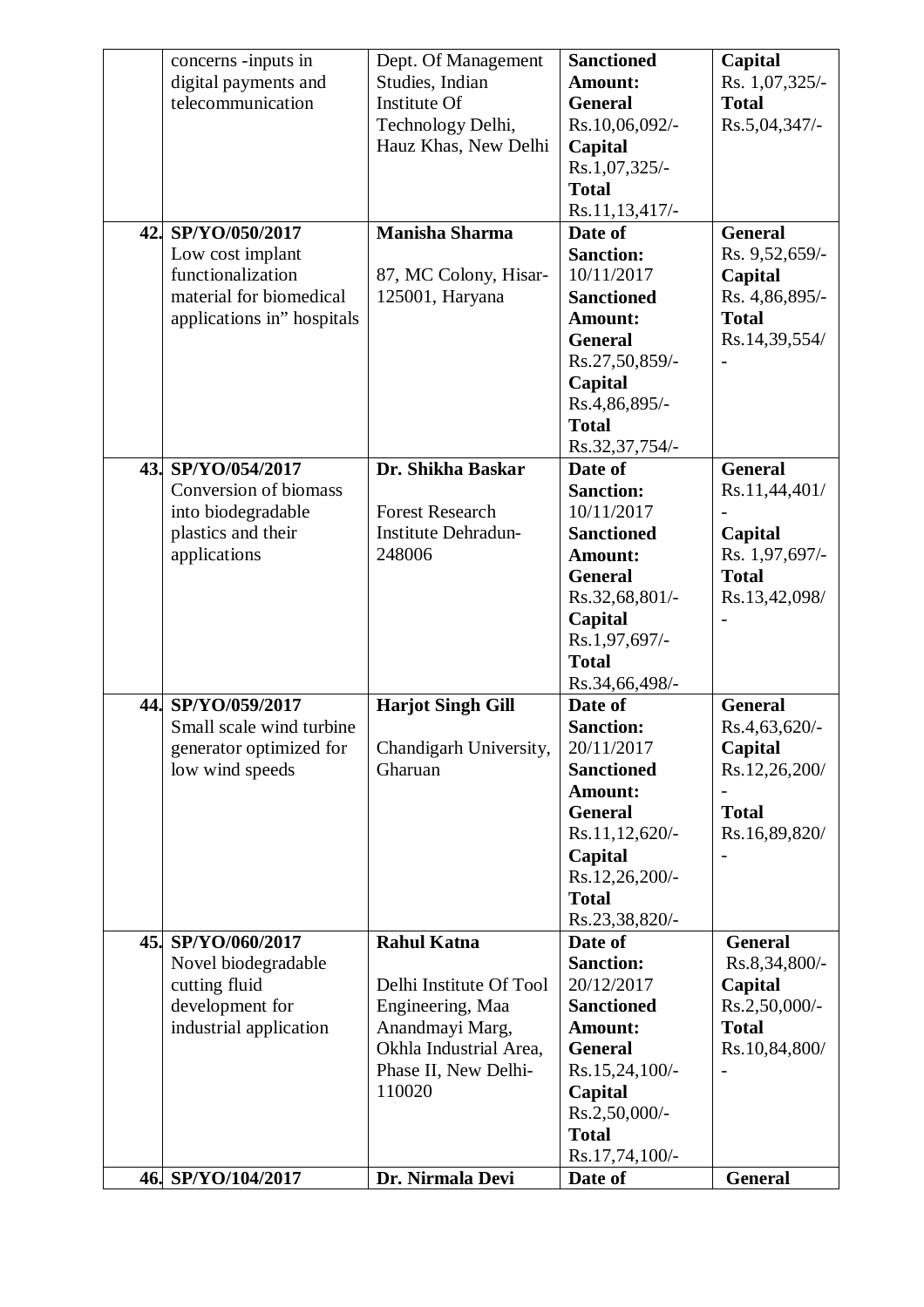| | | | | |
|---|---|---|---|---|
| | concerns -inputs in digital payments and telecommunication | Dept. Of Management Studies, Indian Institute Of Technology Delhi, Hauz Khas, New Delhi | **Sanctioned Amount:** **General** Rs.10,06,092/- **Capital** Rs.1,07,325/- **Total** Rs.11,13,417/- | **Capital** Rs. 1,07,325/- **Total** Rs.5,04,347/- |
| **42.** | **SP/YO/050/2017** Low cost implant functionalization material for biomedical applications in" hospitals | **Manisha Sharma** 87, MC Colony, Hisar-125001, Haryana | **Date of Sanction:** 10/11/2017 **Sanctioned Amount:** **General** Rs.27,50,859/- **Capital** Rs.4,86,895/- **Total** Rs.32,37,754/- | **General** Rs. 9,52,659/- **Capital** Rs. 4,86,895/- **Total** Rs.14,39,554/- |
| **43.** | **SP/YO/054/2017** Conversion of biomass into biodegradable plastics and their applications | **Dr. Shikha Baskar** Forest Research Institute Dehradun-248006 | **Date of Sanction:** 10/11/2017 **Sanctioned Amount:** **General** Rs.32,68,801/- **Capital** Rs.1,97,697/- **Total** Rs.34,66,498/- | **General** Rs.11,44,401/- **Capital** Rs. 1,97,697/- **Total** Rs.13,42,098/- |
| **44.** | **SP/YO/059/2017** Small scale wind turbine generator optimized for low wind speeds | **Harjot Singh Gill** Chandigarh University, Gharuan | **Date of Sanction:** 20/11/2017 **Sanctioned Amount:** **General** Rs.11,12,620/- **Capital** Rs.12,26,200/- **Total** Rs.23,38,820/- | **General** Rs.4,63,620/- **Capital** Rs.12,26,200/- **Total** Rs.16,89,820/- |
| **45.** | **SP/YO/060/2017** Novel biodegradable cutting fluid development for industrial application | **Rahul Katna** Delhi Institute Of Tool Engineering, Maa Anandmayi Marg, Okhla Industrial Area, Phase II, New Delhi-110020 | **Date of Sanction:** 20/12/2017 **Sanctioned Amount:** **General** Rs.15,24,100/- **Capital** Rs.2,50,000/- **Total** Rs.17,74,100/- | **General** Rs.8,34,800/- **Capital** Rs.2,50,000/- **Total** Rs.10,84,800/- |
| **46.** | **SP/YO/104/2017** | **Dr. Nirmala Devi** | **Date of** | **General** |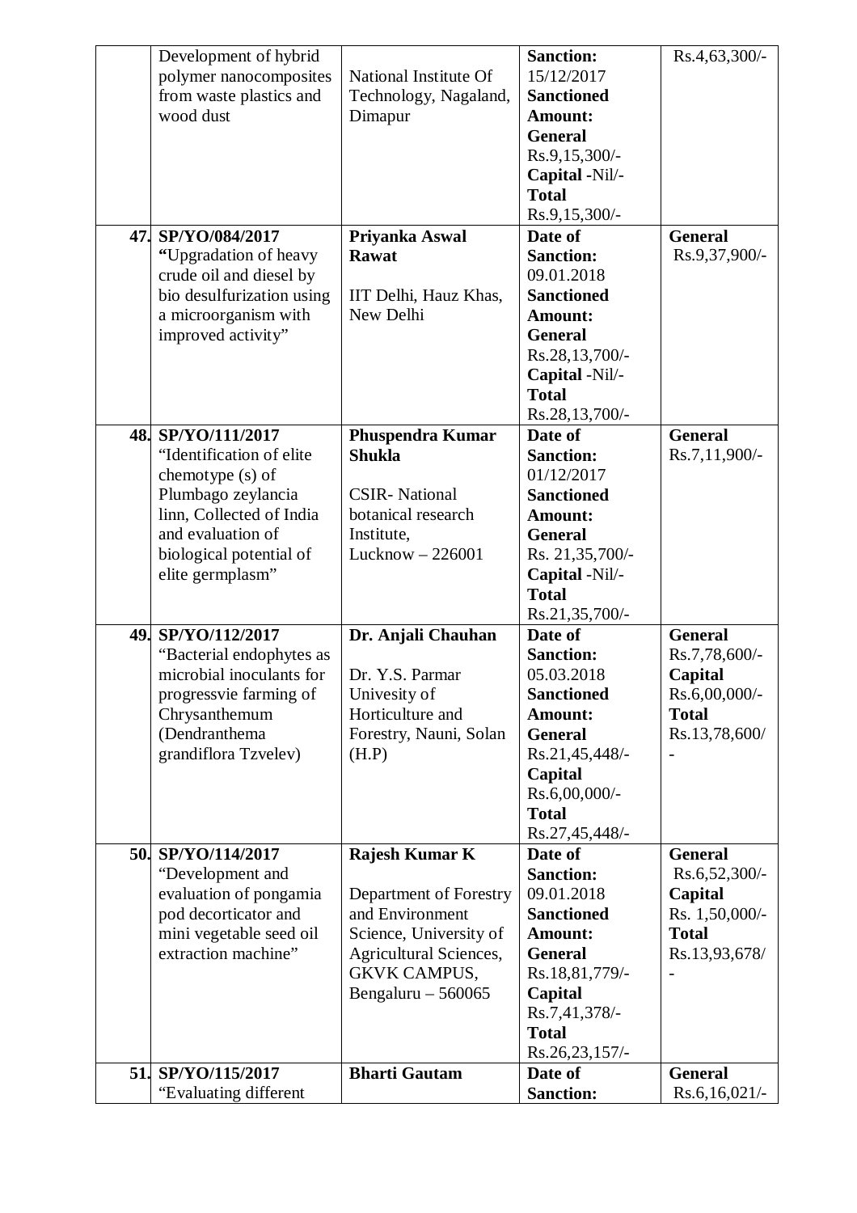| | | | | |
|---|---|---|---|---|
| | Development of hybrid polymer nanocomposites from waste plastics and wood dust | National Institute Of Technology, Nagaland, Dimapur | **Sanction:** 15/12/2017 **Sanctioned Amount:** **General** Rs.9,15,300/- **Capital** -Nil/- **Total** Rs.9,15,300/- | Rs.4,63,300/- |
| **47.** | **SP/YO/084/2017** **"**Upgradation of heavy crude oil and diesel by bio desulfurization using a microorganism with improved activity" | **Priyanka Aswal Rawat** IIT Delhi, Hauz Khas, New Delhi | **Date of Sanction:** 09.01.2018 **Sanctioned Amount:** **General** Rs.28,13,700/- **Capital** -Nil/- **Total** Rs.28,13,700/- | **General** Rs.9,37,900/- |
| **48.** | **SP/YO/111/2017** "Identification of elite chemotype (s) of Plumbago zeylancia linn, Collected of India and evaluation of biological potential of elite germplasm" | **Phuspendra Kumar Shukla** CSIR- National botanical research Institute, Lucknow – 226001 | **Date of Sanction:** 01/12/2017 **Sanctioned Amount:** **General** Rs. 21,35,700/- **Capital** -Nil/- **Total** Rs.21,35,700/- | **General** Rs.7,11,900/- |
| **49.** | **SP/YO/112/2017** "Bacterial endophytes as microbial inoculants for progressvie farming of Chrysanthemum (Dendranthema grandiflora Tzvelev) | **Dr. Anjali Chauhan** Dr. Y.S. Parmar Univesity of Horticulture and Forestry, Nauni, Solan (H.P) | **Date of Sanction:** 05.03.2018 **Sanctioned Amount:** **General** Rs.21,45,448/- **Capital** Rs.6,00,000/- **Total** Rs.27,45,448/- | **General** Rs.7,78,600/- **Capital** Rs.6,00,000/- **Total** Rs.13,78,600/- |
| **50.** | **SP/YO/114/2017** "Development and evaluation of pongamia pod decorticator and mini vegetable seed oil extraction machine" | **Rajesh Kumar K** Department of Forestry and Environment Science, University of Agricultural Sciences, GKVK CAMPUS, Bengaluru – 560065 | **Date of Sanction:** 09.01.2018 **Sanctioned Amount:** **General** Rs.18,81,779/- **Capital** Rs.7,41,378/- **Total** Rs.26,23,157/- | **General** Rs.6,52,300/- **Capital** Rs. 1,50,000/- **Total** Rs.13,93,678/- |
| **51.** | **SP/YO/115/2017** "Evaluating different | **Bharti Gautam** | **Date of Sanction:** | **General** Rs.6,16,021/- |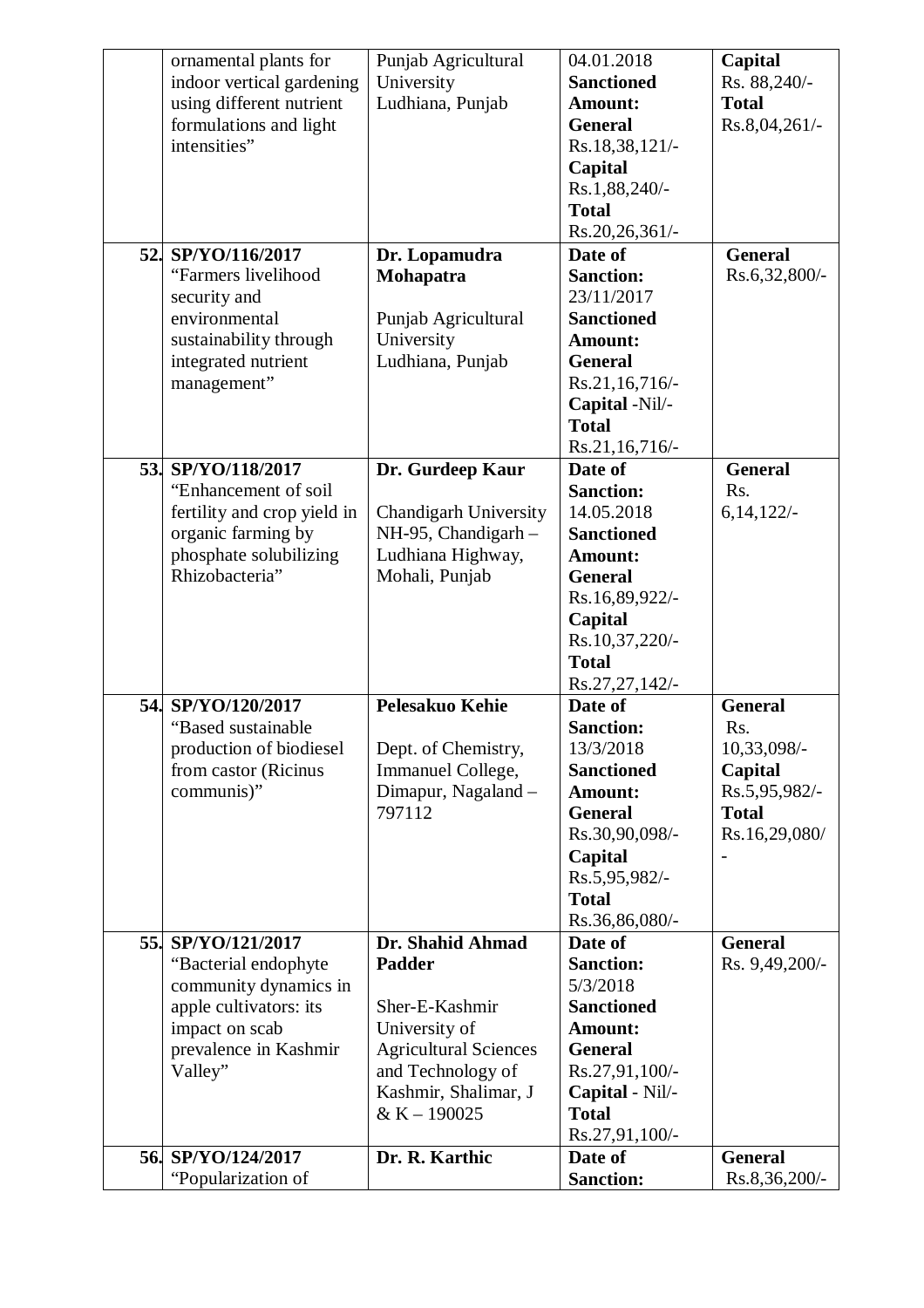| | | | | |
|---|---|---|---|---|
| | ornamental plants for indoor vertical gardening using different nutrient formulations and light intensities" | Punjab Agricultural University Ludhiana, Punjab | 04.01.2018 **Sanctioned Amount:** **General** Rs.18,38,121/- **Capital** Rs.1,88,240/- **Total** Rs.20,26,361/- | **Capital** Rs. 88,240/- **Total** Rs.8,04,261/- |
| 52. | **SP/YO/116/2017** "Farmers livelihood security and environmental sustainability through integrated nutrient management" | **Dr. Lopamudra Mohapatra** Punjab Agricultural University Ludhiana, Punjab | **Date of Sanction:** 23/11/2017 **Sanctioned Amount:** **General** Rs.21,16,716/- **Capital** -Nil/- **Total** Rs.21,16,716/- | **General** Rs.6,32,800/- |
| 53. | **SP/YO/118/2017** "Enhancement of soil fertility and crop yield in organic farming by phosphate solubilizing Rhizobacteria" | **Dr. Gurdeep Kaur** Chandigarh University NH-95, Chandigarh – Ludhiana Highway, Mohali, Punjab | **Date of Sanction:** 14.05.2018 **Sanctioned Amount:** **General** Rs.16,89,922/- **Capital** Rs.10,37,220/- **Total** Rs.27,27,142/- | **General** Rs. 6,14,122/- |
| 54. | **SP/YO/120/2017** "Based sustainable production of biodiesel from castor (Ricinus communis)" | **Pelesakuo Kehie** Dept. of Chemistry, Immanuel College, Dimapur, Nagaland – 797112 | **Date of Sanction:** 13/3/2018 **Sanctioned Amount:** **General** Rs.30,90,098/- **Capital** Rs.5,95,982/- **Total** Rs.36,86,080/- | **General** Rs. 10,33,098/- **Capital** Rs.5,95,982/- **Total** Rs.16,29,080/- |
| 55. | **SP/YO/121/2017** "Bacterial endophyte community dynamics in apple cultivators: its impact on scab prevalence in Kashmir Valley" | **Dr. Shahid Ahmad Padder** Sher-E-Kashmir University of Agricultural Sciences and Technology of Kashmir, Shalimar, J & K – 190025 | **Date of Sanction:** 5/3/2018 **Sanctioned Amount:** **General** Rs.27,91,100/- **Capital** - Nil/- **Total** Rs.27,91,100/- | **General** Rs. 9,49,200/- |
| 56. | **SP/YO/124/2017** "Popularization of | **Dr. R. Karthic** | **Date of Sanction:** | **General** Rs.8,36,200/- |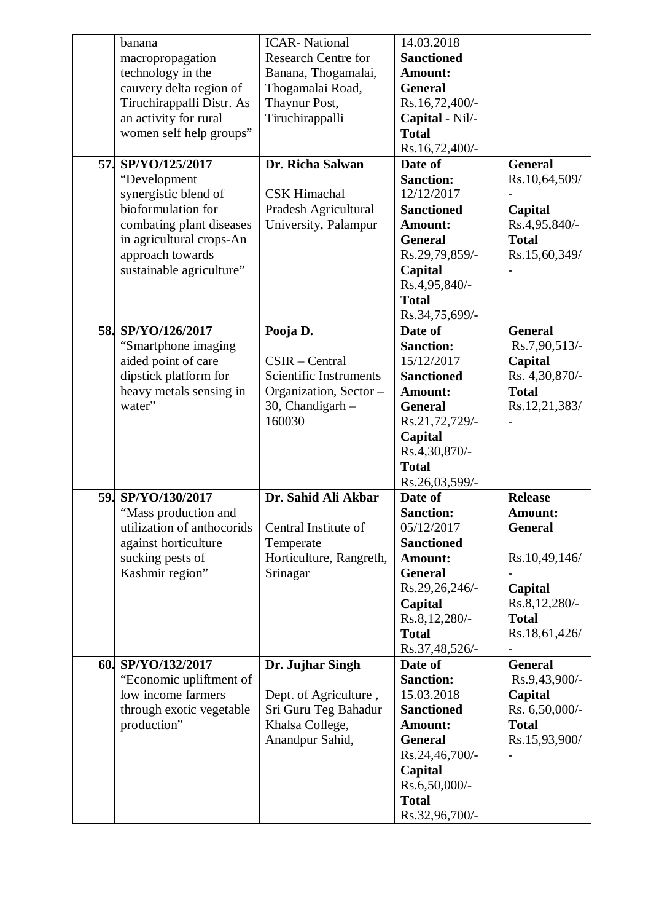| | | | | |
|---|---|---|---|---|
| | banana macropropagation technology in the cauvery delta region of Tiruchirappalli Distr. As an activity for rural women self help groups" | ICAR- National Research Centre for Banana, Thogamalai, Thogamalai Road, Thaynur Post, Tiruchirappalli | 14.03.2018 **Sanctioned Amount: General** Rs.16,72,400/- **Capital** - Nil/- **Total** Rs.16,72,400/- | |
| 57. | **SP/YO/125/2017** "Development synergistic blend of bioformulation for combating plant diseases in agricultural crops-An approach towards sustainable agriculture" | **Dr. Richa Salwan** CSK Himachal Pradesh Agricultural University, Palampur | **Date of Sanction:** 12/12/2017 **Sanctioned Amount: General** Rs.29,79,859/- **Capital** Rs.4,95,840/- **Total** Rs.34,75,699/- | **General** Rs.10,64,509/- **Capital** Rs.4,95,840/- **Total** Rs.15,60,349/- |
| 58. | **SP/YO/126/2017** "Smartphone imaging aided point of care dipstick platform for heavy metals sensing in water" | **Pooja D.** CSIR – Central Scientific Instruments Organization, Sector – 30, Chandigarh – 160030 | **Date of Sanction:** 15/12/2017 **Sanctioned Amount: General** Rs.21,72,729/- **Capital** Rs.4,30,870/- **Total** Rs.26,03,599/- | **General** Rs.7,90,513/- **Capital** Rs. 4,30,870/- **Total** Rs.12,21,383/- |
| 59. | **SP/YO/130/2017** "Mass production and utilization of anthocorids against horticulture sucking pests of Kashmir region" | **Dr. Sahid Ali Akbar** Central Institute of Temperate Horticulture, Rangreth, Srinagar | **Date of Sanction:** 05/12/2017 **Sanctioned Amount: General** Rs.29,26,246/- **Capital** Rs.8,12,280/- **Total** Rs.37,48,526/- | **Release Amount: General** Rs.10,49,146/- **Capital** Rs.8,12,280/- **Total** Rs.18,61,426/- |
| 60. | **SP/YO/132/2017** "Economic upliftment of low income farmers through exotic vegetable production" | **Dr. Jujhar Singh** Dept. of Agriculture , Sri Guru Teg Bahadur Khalsa College, Anandpur Sahid, | **Date of Sanction:** 15.03.2018 **Sanctioned Amount: General** Rs.24,46,700/- **Capital** Rs.6,50,000/- **Total** Rs.32,96,700/- | **General** Rs.9,43,900/- **Capital** Rs. 6,50,000/- **Total** Rs.15,93,900/- |